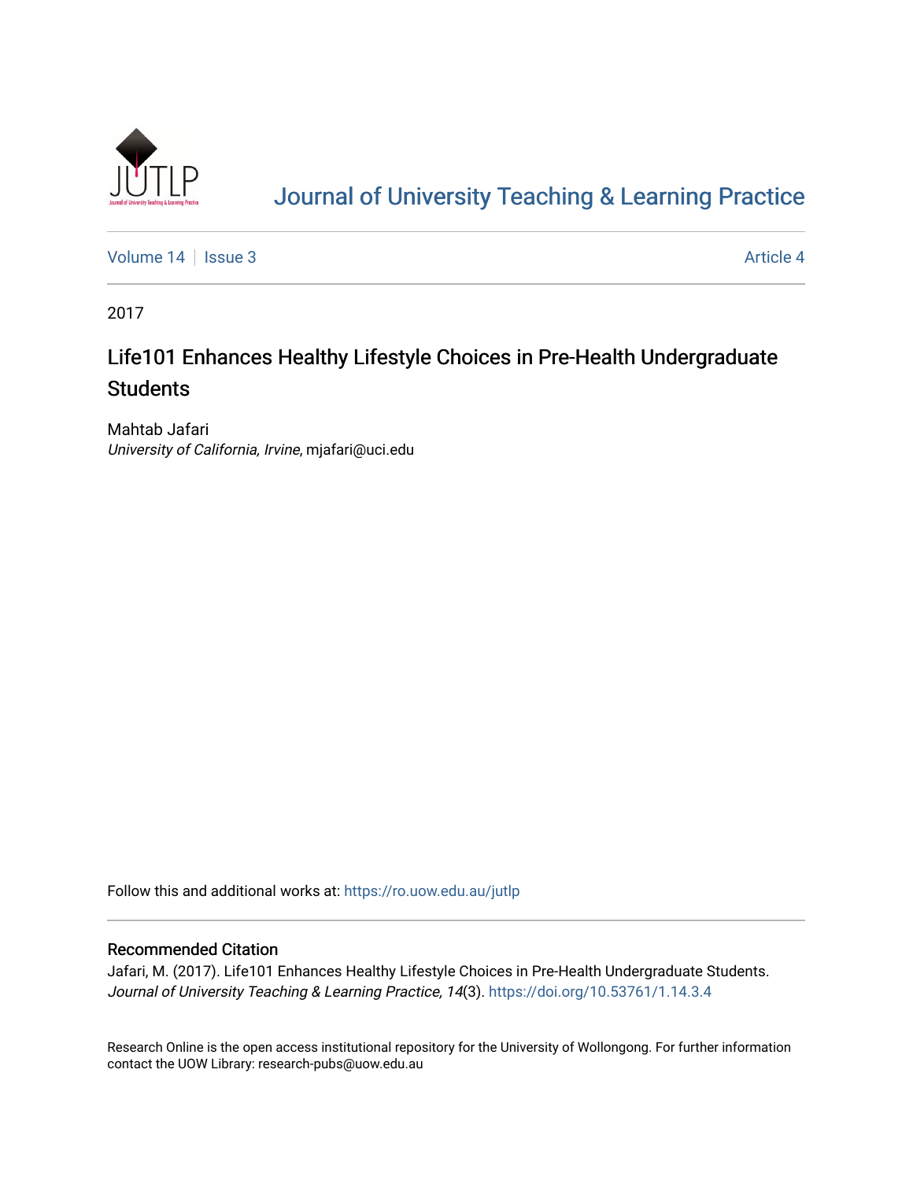# Journal of University Teaching & Learning Practice

Volume 14 | Issue 3 | Article 4

2017

## Life101 Enhances Healthy Lifestyle Choices in Pre-Health Undergraduate Students

Mahtab Jafari
*University of California, Irvine*, mjafari@uci.edu

Follow this and additional works at: https://ro.uow.edu.au/jutlp

### Recommended Citation

Jafari, M. (2017). Life101 Enhances Healthy Lifestyle Choices in Pre-Health Undergraduate Students. *Journal of University Teaching & Learning Practice, 14*(3). https://doi.org/10.53761/1.14.3.4

Research Online is the open access institutional repository for the University of Wollongong. For further information contact the UOW Library: research-pubs@uow.edu.au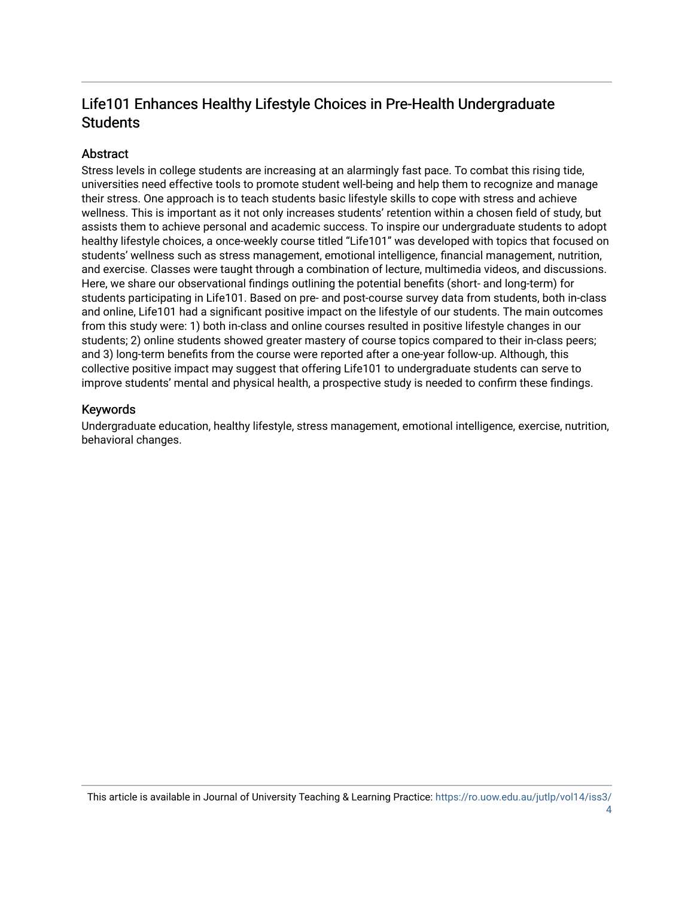# Life101 Enhances Healthy Lifestyle Choices in Pre-Health Undergraduate Students

## Abstract

Stress levels in college students are increasing at an alarmingly fast pace. To combat this rising tide, universities need effective tools to promote student well-being and help them to recognize and manage their stress. One approach is to teach students basic lifestyle skills to cope with stress and achieve wellness. This is important as it not only increases students' retention within a chosen field of study, but assists them to achieve personal and academic success. To inspire our undergraduate students to adopt healthy lifestyle choices, a once-weekly course titled "Life101" was developed with topics that focused on students' wellness such as stress management, emotional intelligence, financial management, nutrition, and exercise. Classes were taught through a combination of lecture, multimedia videos, and discussions. Here, we share our observational findings outlining the potential benefits (short- and long-term) for students participating in Life101. Based on pre- and post-course survey data from students, both in-class and online, Life101 had a significant positive impact on the lifestyle of our students. The main outcomes from this study were: 1) both in-class and online courses resulted in positive lifestyle changes in our students; 2) online students showed greater mastery of course topics compared to their in-class peers; and 3) long-term benefits from the course were reported after a one-year follow-up. Although, this collective positive impact may suggest that offering Life101 to undergraduate students can serve to improve students' mental and physical health, a prospective study is needed to confirm these findings.

## Keywords

Undergraduate education, healthy lifestyle, stress management, emotional intelligence, exercise, nutrition, behavioral changes.

This article is available in Journal of University Teaching & Learning Practice: https://ro.uow.edu.au/jutlp/vol14/iss3/4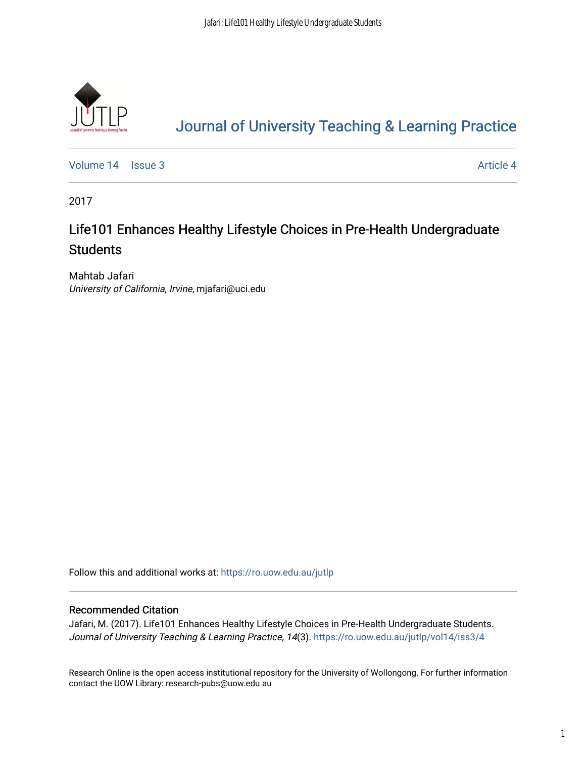# Journal of University Teaching & Learning Practice

Volume 14 | Issue 3 | Article 4

2017

## Life101 Enhances Healthy Lifestyle Choices in Pre-Health Undergraduate Students

Mahtab Jafari
*University of California, Irvine*, mjafari@uci.edu

Follow this and additional works at: https://ro.uow.edu.au/jutlp

### Recommended Citation

Jafari, M. (2017). Life101 Enhances Healthy Lifestyle Choices in Pre-Health Undergraduate Students. *Journal of University Teaching & Learning Practice, 14*(3). https://ro.uow.edu.au/jutlp/vol14/iss3/4

Research Online is the open access institutional repository for the University of Wollongong. For further information contact the UOW Library: research-pubs@uow.edu.au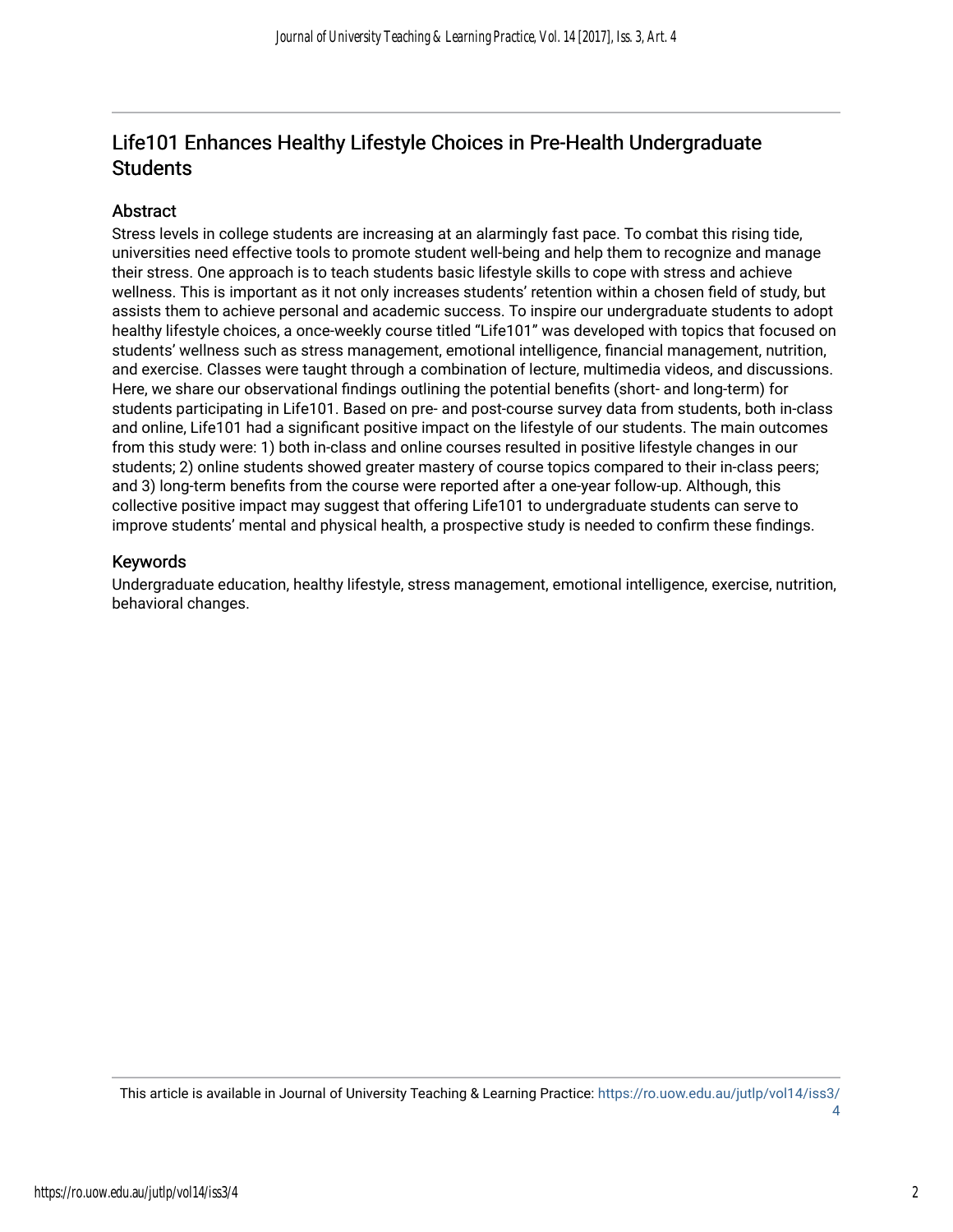# Life101 Enhances Healthy Lifestyle Choices in Pre-Health Undergraduate Students

## Abstract

Stress levels in college students are increasing at an alarmingly fast pace. To combat this rising tide, universities need effective tools to promote student well-being and help them to recognize and manage their stress. One approach is to teach students basic lifestyle skills to cope with stress and achieve wellness. This is important as it not only increases students' retention within a chosen field of study, but assists them to achieve personal and academic success. To inspire our undergraduate students to adopt healthy lifestyle choices, a once-weekly course titled "Life101" was developed with topics that focused on students' wellness such as stress management, emotional intelligence, financial management, nutrition, and exercise. Classes were taught through a combination of lecture, multimedia videos, and discussions. Here, we share our observational findings outlining the potential benefits (short- and long-term) for students participating in Life101. Based on pre- and post-course survey data from students, both in-class and online, Life101 had a significant positive impact on the lifestyle of our students. The main outcomes from this study were: 1) both in-class and online courses resulted in positive lifestyle changes in our students; 2) online students showed greater mastery of course topics compared to their in-class peers; and 3) long-term benefits from the course were reported after a one-year follow-up. Although, this collective positive impact may suggest that offering Life101 to undergraduate students can serve to improve students' mental and physical health, a prospective study is needed to confirm these findings.

## Keywords

Undergraduate education, healthy lifestyle, stress management, emotional intelligence, exercise, nutrition, behavioral changes.

This article is available in Journal of University Teaching & Learning Practice: https://ro.uow.edu.au/jutlp/vol14/iss3/4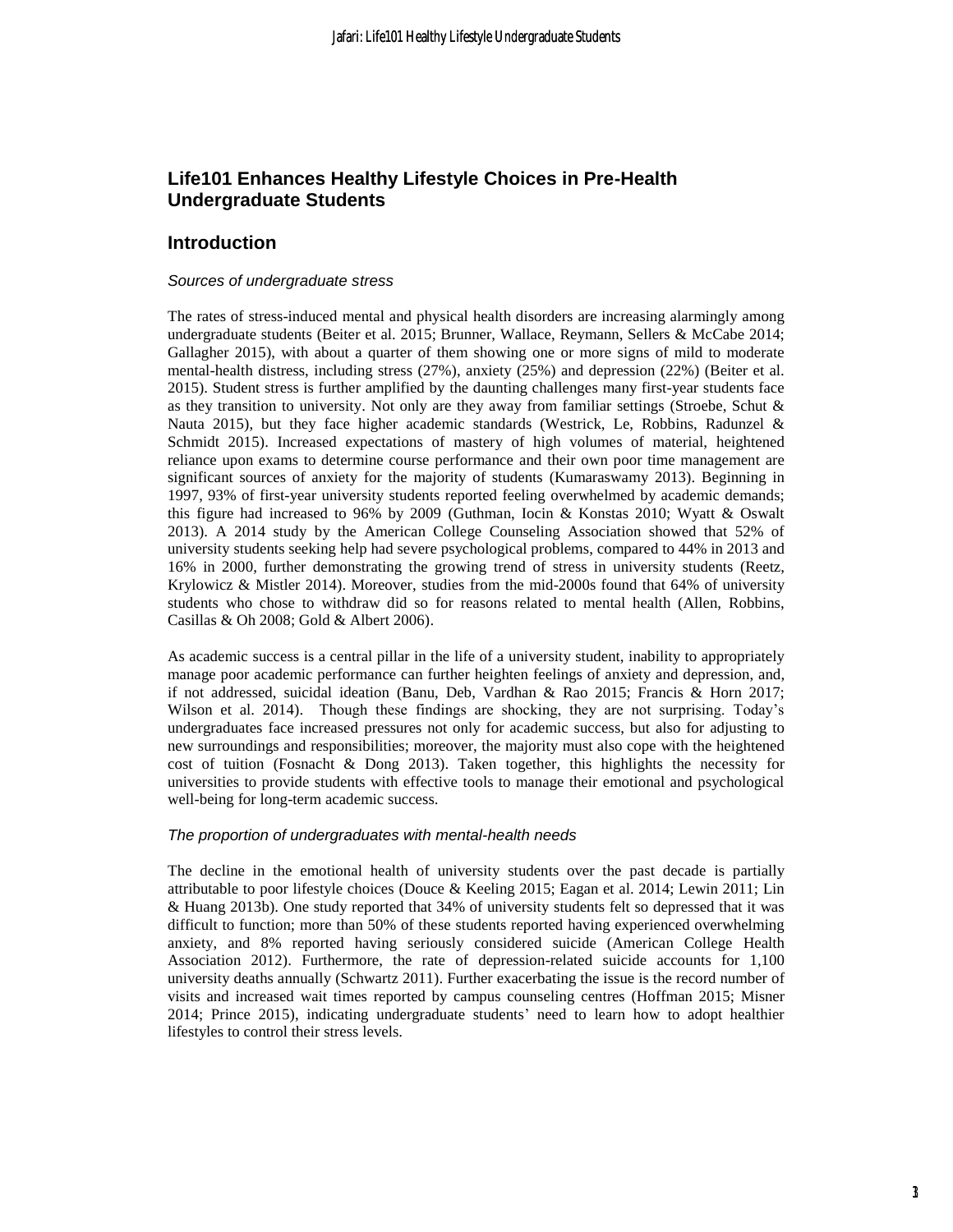## Life101 Enhances Healthy Lifestyle Choices in Pre-Health Undergraduate Students

## Introduction

### *Sources of undergraduate stress*

The rates of stress-induced mental and physical health disorders are increasing alarmingly among undergraduate students (Beiter et al. 2015; Brunner, Wallace, Reymann, Sellers & McCabe 2014; Gallagher 2015), with about a quarter of them showing one or more signs of mild to moderate mental-health distress, including stress (27%), anxiety (25%) and depression (22%) (Beiter et al. 2015). Student stress is further amplified by the daunting challenges many first-year students face as they transition to university. Not only are they away from familiar settings (Stroebe, Schut & Nauta 2015), but they face higher academic standards (Westrick, Le, Robbins, Radunzel & Schmidt 2015). Increased expectations of mastery of high volumes of material, heightened reliance upon exams to determine course performance and their own poor time management are significant sources of anxiety for the majority of students (Kumaraswamy 2013). Beginning in 1997, 93% of first-year university students reported feeling overwhelmed by academic demands; this figure had increased to 96% by 2009 (Guthman, Iocin & Konstas 2010; Wyatt & Oswalt 2013). A 2014 study by the American College Counseling Association showed that 52% of university students seeking help had severe psychological problems, compared to 44% in 2013 and 16% in 2000, further demonstrating the growing trend of stress in university students (Reetz, Krylowicz & Mistler 2014). Moreover, studies from the mid-2000s found that 64% of university students who chose to withdraw did so for reasons related to mental health (Allen, Robbins, Casillas & Oh 2008; Gold & Albert 2006).

As academic success is a central pillar in the life of a university student, inability to appropriately manage poor academic performance can further heighten feelings of anxiety and depression, and, if not addressed, suicidal ideation (Banu, Deb, Vardhan & Rao 2015; Francis & Horn 2017; Wilson et al. 2014). Though these findings are shocking, they are not surprising. Today's undergraduates face increased pressures not only for academic success, but also for adjusting to new surroundings and responsibilities; moreover, the majority must also cope with the heightened cost of tuition (Fosnacht & Dong 2013). Taken together, this highlights the necessity for universities to provide students with effective tools to manage their emotional and psychological well-being for long-term academic success.

### *The proportion of undergraduates with mental-health needs*

The decline in the emotional health of university students over the past decade is partially attributable to poor lifestyle choices (Douce & Keeling 2015; Eagan et al. 2014; Lewin 2011; Lin & Huang 2013b). One study reported that 34% of university students felt so depressed that it was difficult to function; more than 50% of these students reported having experienced overwhelming anxiety, and 8% reported having seriously considered suicide (American College Health Association 2012). Furthermore, the rate of depression-related suicide accounts for 1,100 university deaths annually (Schwartz 2011). Further exacerbating the issue is the record number of visits and increased wait times reported by campus counseling centres (Hoffman 2015; Misner 2014; Prince 2015), indicating undergraduate students' need to learn how to adopt healthier lifestyles to control their stress levels.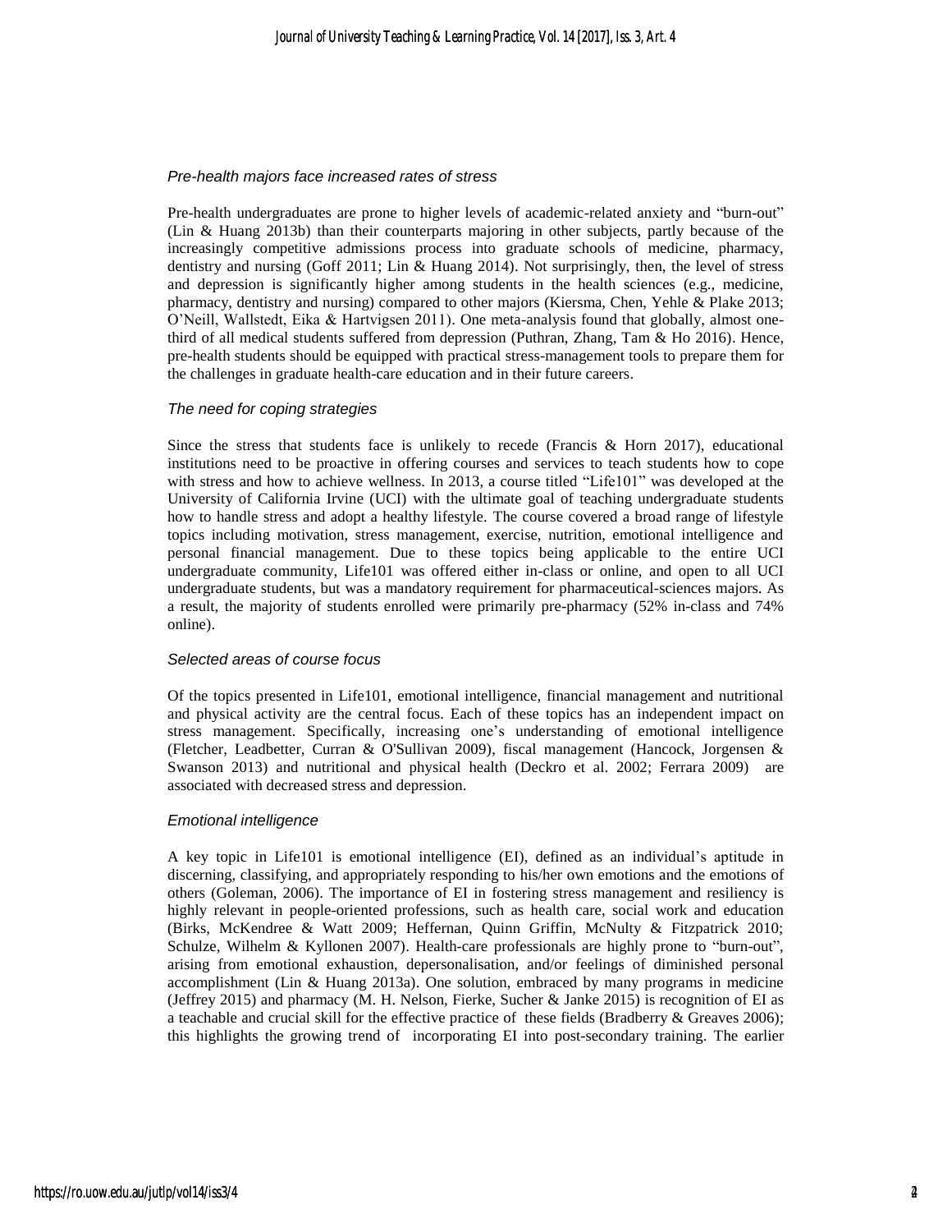### *Pre-health majors face increased rates of stress*

Pre-health undergraduates are prone to higher levels of academic-related anxiety and "burn-out" (Lin & Huang 2013b) than their counterparts majoring in other subjects, partly because of the increasingly competitive admissions process into graduate schools of medicine, pharmacy, dentistry and nursing (Goff 2011; Lin & Huang 2014). Not surprisingly, then, the level of stress and depression is significantly higher among students in the health sciences (e.g., medicine, pharmacy, dentistry and nursing) compared to other majors (Kiersma, Chen, Yehle & Plake 2013; O'Neill, Wallstedt, Eika & Hartvigsen 2011). One meta-analysis found that globally, almost one-third of all medical students suffered from depression (Puthran, Zhang, Tam & Ho 2016). Hence, pre-health students should be equipped with practical stress-management tools to prepare them for the challenges in graduate health-care education and in their future careers.

### *The need for coping strategies*

Since the stress that students face is unlikely to recede (Francis & Horn 2017), educational institutions need to be proactive in offering courses and services to teach students how to cope with stress and how to achieve wellness. In 2013, a course titled "Life101" was developed at the University of California Irvine (UCI) with the ultimate goal of teaching undergraduate students how to handle stress and adopt a healthy lifestyle. The course covered a broad range of lifestyle topics including motivation, stress management, exercise, nutrition, emotional intelligence and personal financial management. Due to these topics being applicable to the entire UCI undergraduate community, Life101 was offered either in-class or online, and open to all UCI undergraduate students, but was a mandatory requirement for pharmaceutical-sciences majors. As a result, the majority of students enrolled were primarily pre-pharmacy (52% in-class and 74% online).

### *Selected areas of course focus*

Of the topics presented in Life101, emotional intelligence, financial management and nutritional and physical activity are the central focus. Each of these topics has an independent impact on stress management. Specifically, increasing one's understanding of emotional intelligence (Fletcher, Leadbetter, Curran & O'Sullivan 2009), fiscal management (Hancock, Jorgensen & Swanson 2013) and nutritional and physical health (Deckro et al. 2002; Ferrara 2009) are associated with decreased stress and depression.

### *Emotional intelligence*

A key topic in Life101 is emotional intelligence (EI), defined as an individual's aptitude in discerning, classifying, and appropriately responding to his/her own emotions and the emotions of others (Goleman, 2006). The importance of EI in fostering stress management and resiliency is highly relevant in people-oriented professions, such as health care, social work and education (Birks, McKendree & Watt 2009; Heffernan, Quinn Griffin, McNulty & Fitzpatrick 2010; Schulze, Wilhelm & Kyllonen 2007). Health-care professionals are highly prone to "burn-out", arising from emotional exhaustion, depersonalisation, and/or feelings of diminished personal accomplishment (Lin & Huang 2013a). One solution, embraced by many programs in medicine (Jeffrey 2015) and pharmacy (M. H. Nelson, Fierke, Sucher & Janke 2015) is recognition of EI as a teachable and crucial skill for the effective practice of these fields (Bradberry & Greaves 2006); this highlights the growing trend of incorporating EI into post-secondary training. The earlier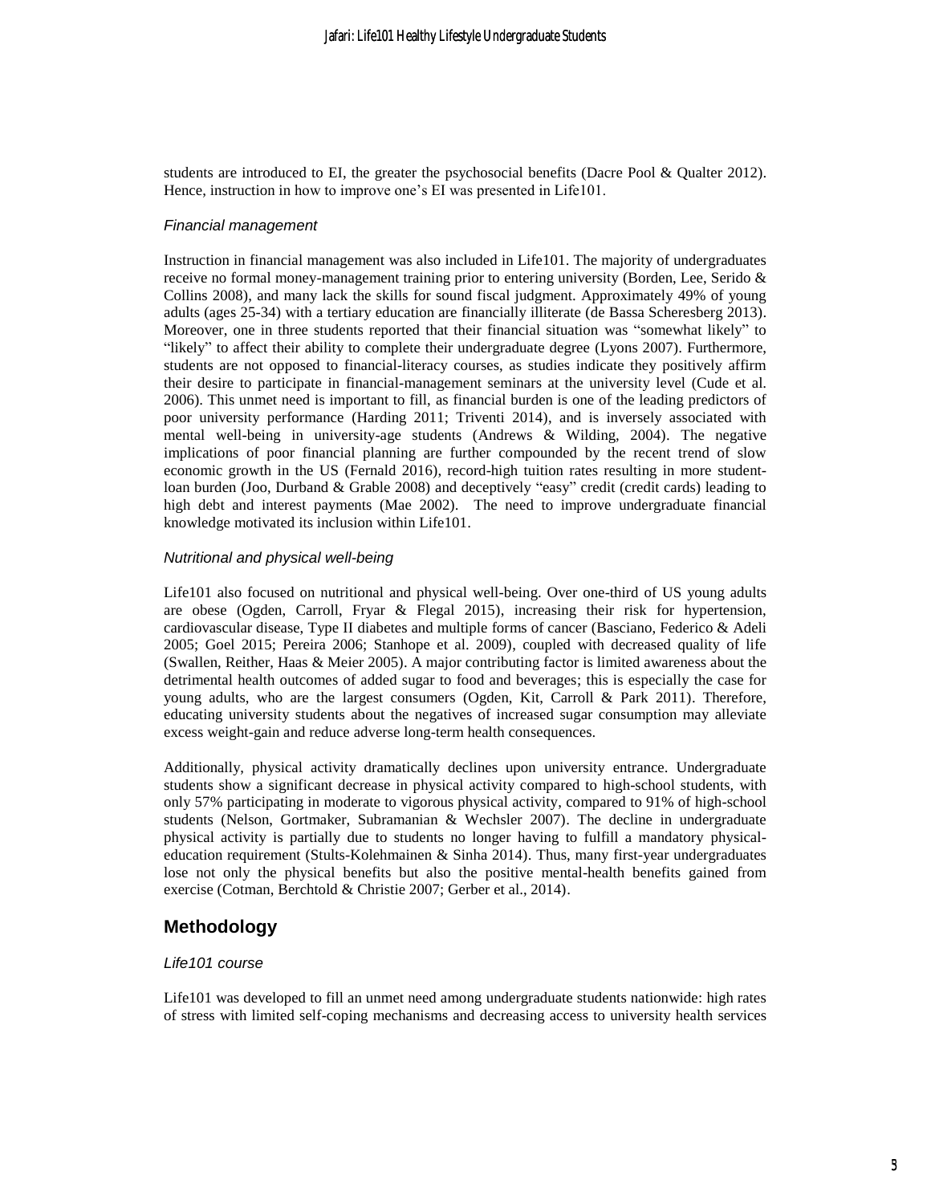students are introduced to EI, the greater the psychosocial benefits (Dacre Pool & Qualter 2012). Hence, instruction in how to improve one's EI was presented in Life101.

### *Financial management*

Instruction in financial management was also included in Life101. The majority of undergraduates receive no formal money-management training prior to entering university (Borden, Lee, Serido & Collins 2008), and many lack the skills for sound fiscal judgment. Approximately 49% of young adults (ages 25-34) with a tertiary education are financially illiterate (de Bassa Scheresberg 2013). Moreover, one in three students reported that their financial situation was "somewhat likely" to "likely" to affect their ability to complete their undergraduate degree (Lyons 2007). Furthermore, students are not opposed to financial-literacy courses, as studies indicate they positively affirm their desire to participate in financial-management seminars at the university level (Cude et al. 2006). This unmet need is important to fill, as financial burden is one of the leading predictors of poor university performance (Harding 2011; Triventi 2014), and is inversely associated with mental well-being in university-age students (Andrews & Wilding, 2004). The negative implications of poor financial planning are further compounded by the recent trend of slow economic growth in the US (Fernald 2016), record-high tuition rates resulting in more student-loan burden (Joo, Durband & Grable 2008) and deceptively "easy" credit (credit cards) leading to high debt and interest payments (Mae 2002). The need to improve undergraduate financial knowledge motivated its inclusion within Life101.

### *Nutritional and physical well-being*

Life101 also focused on nutritional and physical well-being. Over one-third of US young adults are obese (Ogden, Carroll, Fryar & Flegal 2015), increasing their risk for hypertension, cardiovascular disease, Type II diabetes and multiple forms of cancer (Basciano, Federico & Adeli 2005; Goel 2015; Pereira 2006; Stanhope et al. 2009), coupled with decreased quality of life (Swallen, Reither, Haas & Meier 2005). A major contributing factor is limited awareness about the detrimental health outcomes of added sugar to food and beverages; this is especially the case for young adults, who are the largest consumers (Ogden, Kit, Carroll & Park 2011). Therefore, educating university students about the negatives of increased sugar consumption may alleviate excess weight-gain and reduce adverse long-term health consequences.

Additionally, physical activity dramatically declines upon university entrance. Undergraduate students show a significant decrease in physical activity compared to high-school students, with only 57% participating in moderate to vigorous physical activity, compared to 91% of high-school students (Nelson, Gortmaker, Subramanian & Wechsler 2007). The decline in undergraduate physical activity is partially due to students no longer having to fulfill a mandatory physical-education requirement (Stults-Kolehmainen & Sinha 2014). Thus, many first-year undergraduates lose not only the physical benefits but also the positive mental-health benefits gained from exercise (Cotman, Berchtold & Christie 2007; Gerber et al., 2014).

## Methodology

### *Life101 course*

Life101 was developed to fill an unmet need among undergraduate students nationwide: high rates of stress with limited self-coping mechanisms and decreasing access to university health services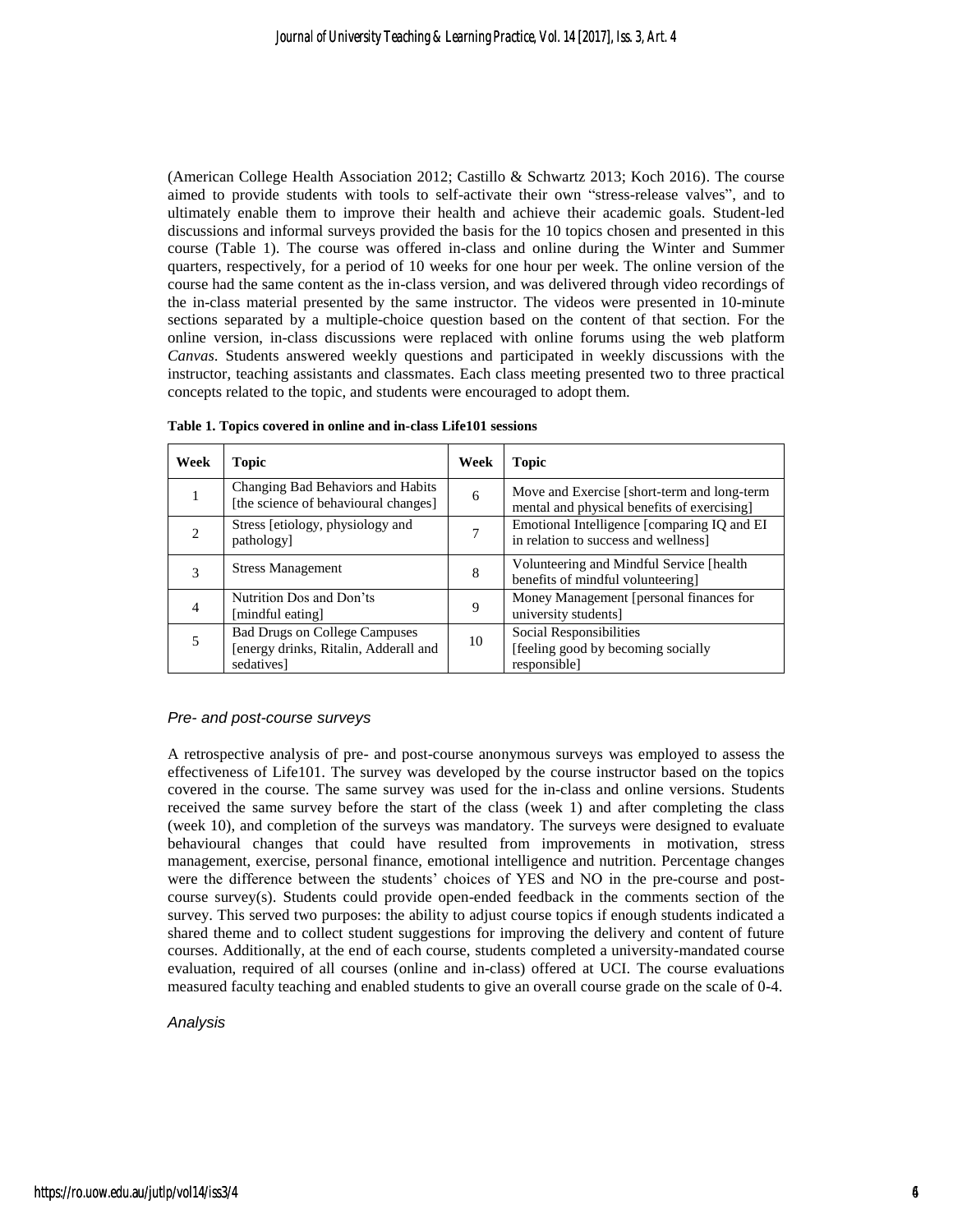(American College Health Association 2012; Castillo & Schwartz 2013; Koch 2016). The course aimed to provide students with tools to self-activate their own "stress-release valves", and to ultimately enable them to improve their health and achieve their academic goals. Student-led discussions and informal surveys provided the basis for the 10 topics chosen and presented in this course (Table 1). The course was offered in-class and online during the Winter and Summer quarters, respectively, for a period of 10 weeks for one hour per week. The online version of the course had the same content as the in-class version, and was delivered through video recordings of the in-class material presented by the same instructor. The videos were presented in 10-minute sections separated by a multiple-choice question based on the content of that section. For the online version, in-class discussions were replaced with online forums using the web platform *Canvas*. Students answered weekly questions and participated in weekly discussions with the instructor, teaching assistants and classmates. Each class meeting presented two to three practical concepts related to the topic, and students were encouraged to adopt them.

**Table 1. Topics covered in online and in-class Life101 sessions**

| Week | Topic | Week | Topic |
|---|---|---|---|
| 1 | Changing Bad Behaviors and Habits [the science of behavioural changes] | 6 | Move and Exercise [short-term and long-term mental and physical benefits of exercising] |
| 2 | Stress [etiology, physiology and pathology] | 7 | Emotional Intelligence [comparing IQ and EI in relation to success and wellness] |
| 3 | Stress Management | 8 | Volunteering and Mindful Service [health benefits of mindful volunteering] |
| 4 | Nutrition Dos and Don'ts [mindful eating] | 9 | Money Management [personal finances for university students] |
| 5 | Bad Drugs on College Campuses [energy drinks, Ritalin, Adderall and sedatives] | 10 | Social Responsibilities [feeling good by becoming socially responsible] |

### *Pre- and post-course surveys*

A retrospective analysis of pre- and post-course anonymous surveys was employed to assess the effectiveness of Life101. The survey was developed by the course instructor based on the topics covered in the course. The same survey was used for the in-class and online versions. Students received the same survey before the start of the class (week 1) and after completing the class (week 10), and completion of the surveys was mandatory. The surveys were designed to evaluate behavioural changes that could have resulted from improvements in motivation, stress management, exercise, personal finance, emotional intelligence and nutrition. Percentage changes were the difference between the students' choices of YES and NO in the pre-course and post-course survey(s). Students could provide open-ended feedback in the comments section of the survey. This served two purposes: the ability to adjust course topics if enough students indicated a shared theme and to collect student suggestions for improving the delivery and content of future courses. Additionally, at the end of each course, students completed a university-mandated course evaluation, required of all courses (online and in-class) offered at UCI. The course evaluations measured faculty teaching and enabled students to give an overall course grade on the scale of 0-4.

### *Analysis*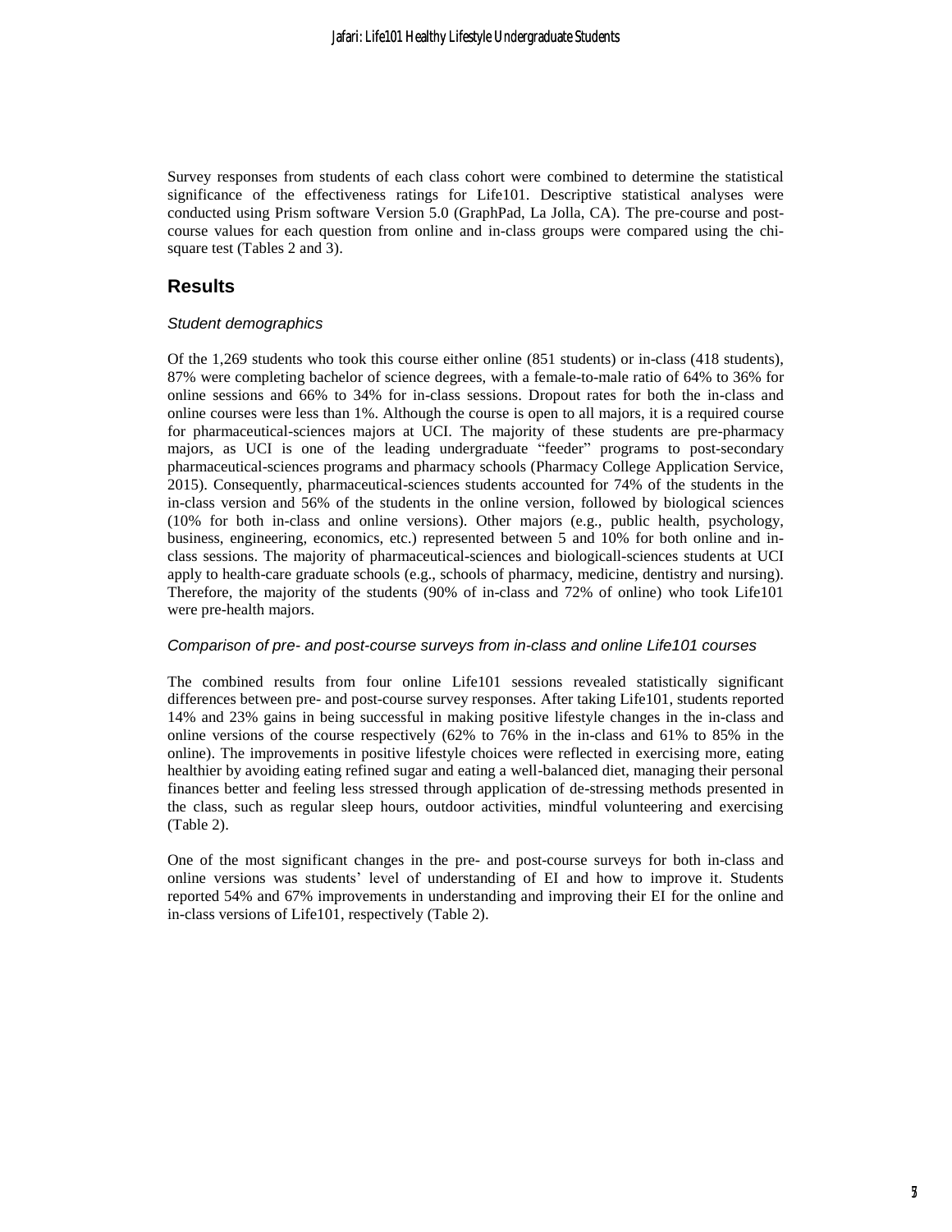Survey responses from students of each class cohort were combined to determine the statistical significance of the effectiveness ratings for Life101. Descriptive statistical analyses were conducted using Prism software Version 5.0 (GraphPad, La Jolla, CA). The pre-course and post-course values for each question from online and in-class groups were compared using the chi-square test (Tables 2 and 3).

## Results

### *Student demographics*

Of the 1,269 students who took this course either online (851 students) or in-class (418 students), 87% were completing bachelor of science degrees, with a female-to-male ratio of 64% to 36% for online sessions and 66% to 34% for in-class sessions. Dropout rates for both the in-class and online courses were less than 1%. Although the course is open to all majors, it is a required course for pharmaceutical-sciences majors at UCI. The majority of these students are pre-pharmacy majors, as UCI is one of the leading undergraduate "feeder" programs to post-secondary pharmaceutical-sciences programs and pharmacy schools (Pharmacy College Application Service, 2015). Consequently, pharmaceutical-sciences students accounted for 74% of the students in the in-class version and 56% of the students in the online version, followed by biological sciences (10% for both in-class and online versions). Other majors (e.g., public health, psychology, business, engineering, economics, etc.) represented between 5 and 10% for both online and in-class sessions. The majority of pharmaceutical-sciences and biologicall-sciences students at UCI apply to health-care graduate schools (e.g., schools of pharmacy, medicine, dentistry and nursing). Therefore, the majority of the students (90% of in-class and 72% of online) who took Life101 were pre-health majors.

### *Comparison of pre- and post-course surveys from in-class and online Life101 courses*

The combined results from four online Life101 sessions revealed statistically significant differences between pre- and post-course survey responses. After taking Life101, students reported 14% and 23% gains in being successful in making positive lifestyle changes in the in-class and online versions of the course respectively (62% to 76% in the in-class and 61% to 85% in the online). The improvements in positive lifestyle choices were reflected in exercising more, eating healthier by avoiding eating refined sugar and eating a well-balanced diet, managing their personal finances better and feeling less stressed through application of de-stressing methods presented in the class, such as regular sleep hours, outdoor activities, mindful volunteering and exercising (Table 2).

One of the most significant changes in the pre- and post-course surveys for both in-class and online versions was students' level of understanding of EI and how to improve it. Students reported 54% and 67% improvements in understanding and improving their EI for the online and in-class versions of Life101, respectively (Table 2).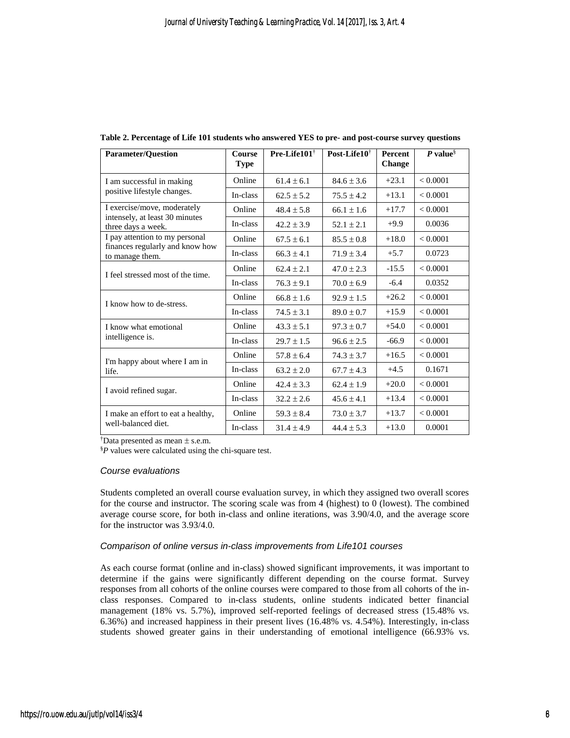**Table 2. Percentage of Life 101 students who answered YES to pre- and post-course survey questions**

| Parameter/Question | Course Type | Pre-Life101[†] | Post-Life10[†] | Percent Change | *P* value[§] |
|---|---|---|---|---|---|
| I am successful in making positive lifestyle changes. | Online | 61.4 ± 6.1 | 84.6 ± 3.6 | +23.1 | < 0.0001 |
| | In-class | 62.5 ± 5.2 | 75.5 ± 4.2 | +13.1 | < 0.0001 |
| I exercise/move, moderately intensely, at least 30 minutes three days a week. | Online | 48.4 ± 5.8 | 66.1 ± 1.6 | +17.7 | < 0.0001 |
| | In-class | 42.2 ± 3.9 | 52.1 ± 2.1 | +9.9 | 0.0036 |
| I pay attention to my personal finances regularly and know how to manage them. | Online | 67.5 ± 6.1 | 85.5 ± 0.8 | +18.0 | < 0.0001 |
| | In-class | 66.3 ± 4.1 | 71.9 ± 3.4 | +5.7 | 0.0723 |
| I feel stressed most of the time. | Online | 62.4 ± 2.1 | 47.0 ± 2.3 | -15.5 | < 0.0001 |
| | In-class | 76.3 ± 9.1 | 70.0 ± 6.9 | -6.4 | 0.0352 |
| I know how to de-stress. | Online | 66.8 ± 1.6 | 92.9 ± 1.5 | +26.2 | < 0.0001 |
| | In-class | 74.5 ± 3.1 | 89.0 ± 0.7 | +15.9 | < 0.0001 |
| I know what emotional intelligence is. | Online | 43.3 ± 5.1 | 97.3 ± 0.7 | +54.0 | < 0.0001 |
| | In-class | 29.7 ± 1.5 | 96.6 ± 2.5 | -66.9 | < 0.0001 |
| I'm happy about where I am in life. | Online | 57.8 ± 6.4 | 74.3 ± 3.7 | +16.5 | < 0.0001 |
| | In-class | 63.2 ± 2.0 | 67.7 ± 4.3 | +4.5 | 0.1671 |
| I avoid refined sugar. | Online | 42.4 ± 3.3 | 62.4 ± 1.9 | +20.0 | < 0.0001 |
| | In-class | 32.2 ± 2.6 | 45.6 ± 4.1 | +13.4 | < 0.0001 |
| I make an effort to eat a healthy, well-balanced diet. | Online | 59.3 ± 8.4 | 73.0 ± 3.7 | +13.7 | < 0.0001 |
| | In-class | 31.4 ± 4.9 | 44.4 ± 5.3 | +13.0 | 0.0001 |

[†]Data presented as mean ± s.e.m.

[§]*P* values were calculated using the chi-square test.

### *Course evaluations*

Students completed an overall course evaluation survey, in which they assigned two overall scores for the course and instructor. The scoring scale was from 4 (highest) to 0 (lowest). The combined average course score, for both in-class and online iterations, was 3.90/4.0, and the average score for the instructor was 3.93/4.0.

### *Comparison of online versus in-class improvements from Life101 courses*

As each course format (online and in-class) showed significant improvements, it was important to determine if the gains were significantly different depending on the course format. Survey responses from all cohorts of the online courses were compared to those from all cohorts of the in-class responses. Compared to in-class students, online students indicated better financial management (18% vs. 5.7%), improved self-reported feelings of decreased stress (15.48% vs. 6.36%) and increased happiness in their present lives (16.48% vs. 4.54%). Interestingly, in-class students showed greater gains in their understanding of emotional intelligence (66.93% vs.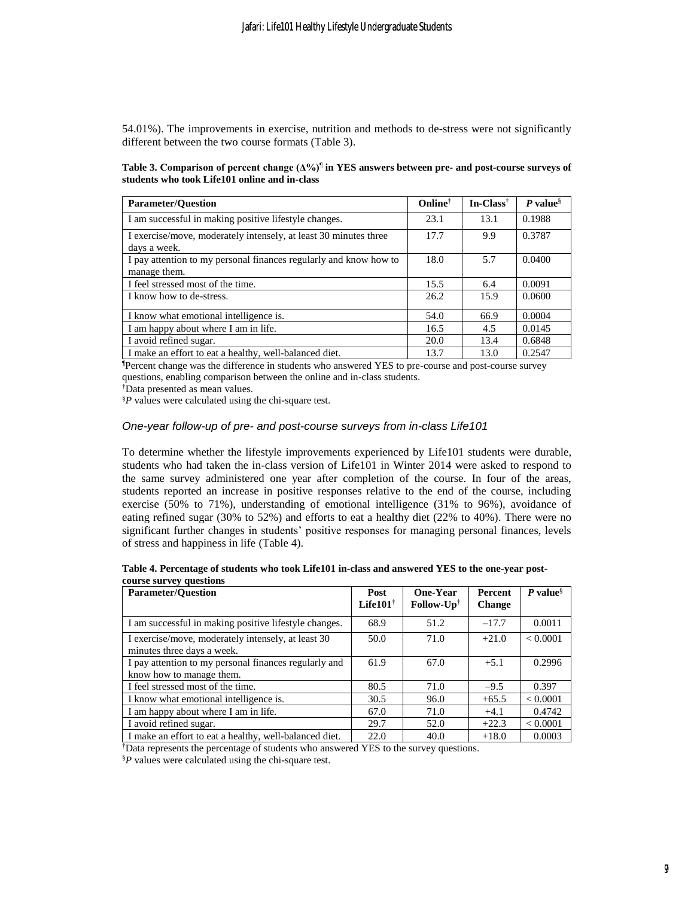54.01%). The improvements in exercise, nutrition and methods to de-stress were not significantly different between the two course formats (Table 3).

**Table 3. Comparison of percent change (Δ%)[¶] in YES answers between pre- and post-course surveys of students who took Life101 online and in-class**

| Parameter/Question | Online[†] | In-Class[†] | *P* value[§] |
|---|---|---|---|
| I am successful in making positive lifestyle changes. | 23.1 | 13.1 | 0.1988 |
| I exercise/move, moderately intensely, at least 30 minutes three days a week. | 17.7 | 9.9 | 0.3787 |
| I pay attention to my personal finances regularly and know how to manage them. | 18.0 | 5.7 | 0.0400 |
| I feel stressed most of the time. | 15.5 | 6.4 | 0.0091 |
| I know how to de-stress. | 26.2 | 15.9 | 0.0600 |
| I know what emotional intelligence is. | 54.0 | 66.9 | 0.0004 |
| I am happy about where I am in life. | 16.5 | 4.5 | 0.0145 |
| I avoid refined sugar. | 20.0 | 13.4 | 0.6848 |
| I make an effort to eat a healthy, well-balanced diet. | 13.7 | 13.0 | 0.2547 |

[¶]Percent change was the difference in students who answered YES to pre-course and post-course survey questions, enabling comparison between the online and in-class students.
[†]Data presented as mean values.
[§]*P* values were calculated using the chi-square test.

### *One-year follow-up of pre- and post-course surveys from in-class Life101*

To determine whether the lifestyle improvements experienced by Life101 students were durable, students who had taken the in-class version of Life101 in Winter 2014 were asked to respond to the same survey administered one year after completion of the course. In four of the areas, students reported an increase in positive responses relative to the end of the course, including exercise (50% to 71%), understanding of emotional intelligence (31% to 96%), avoidance of eating refined sugar (30% to 52%) and efforts to eat a healthy diet (22% to 40%). There were no significant further changes in students' positive responses for managing personal finances, levels of stress and happiness in life (Table 4).

**Table 4. Percentage of students who took Life101 in-class and answered YES to the one-year post-course survey questions**

| Parameter/Question | Post Life101[†] | One-Year Follow-Up[†] | Percent Change | *P* value[§] |
|---|---|---|---|---|
| I am successful in making positive lifestyle changes. | 68.9 | 51.2 | –17.7 | 0.0011 |
| I exercise/move, moderately intensely, at least 30 minutes three days a week. | 50.0 | 71.0 | +21.0 | < 0.0001 |
| I pay attention to my personal finances regularly and know how to manage them. | 61.9 | 67.0 | +5.1 | 0.2996 |
| I feel stressed most of the time. | 80.5 | 71.0 | –9.5 | 0.397 |
| I know what emotional intelligence is. | 30.5 | 96.0 | +65.5 | < 0.0001 |
| I am happy about where I am in life. | 67.0 | 71.0 | +4.1 | 0.4742 |
| I avoid refined sugar. | 29.7 | 52.0 | +22.3 | < 0.0001 |
| I make an effort to eat a healthy, well-balanced diet. | 22.0 | 40.0 | +18.0 | 0.0003 |

[†]Data represents the percentage of students who answered YES to the survey questions.
[§]*P* values were calculated using the chi-square test.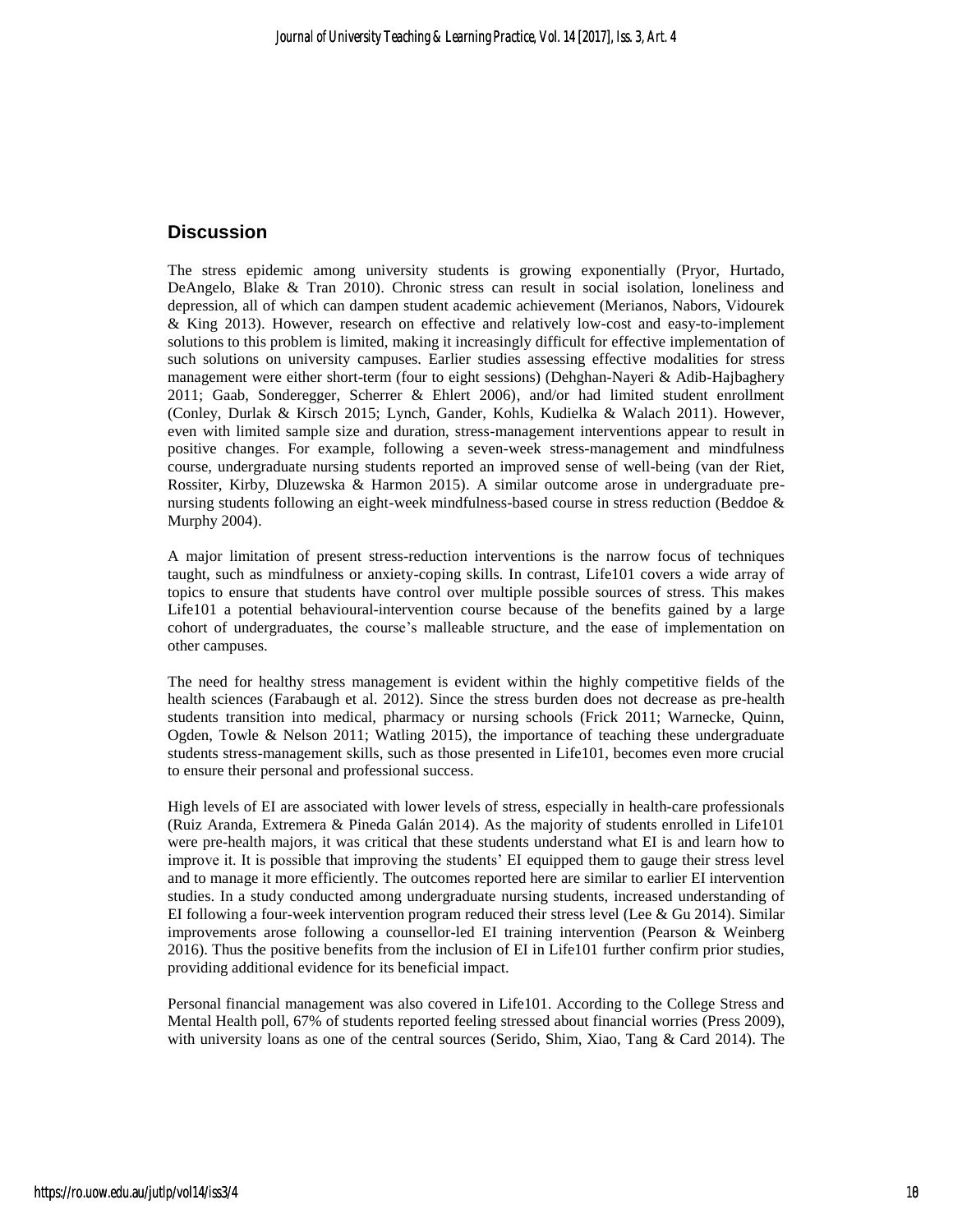## Discussion

The stress epidemic among university students is growing exponentially (Pryor, Hurtado, DeAngelo, Blake & Tran 2010). Chronic stress can result in social isolation, loneliness and depression, all of which can dampen student academic achievement (Merianos, Nabors, Vidourek & King 2013). However, research on effective and relatively low-cost and easy-to-implement solutions to this problem is limited, making it increasingly difficult for effective implementation of such solutions on university campuses. Earlier studies assessing effective modalities for stress management were either short-term (four to eight sessions) (Dehghan-Nayeri & Adib-Hajbaghery 2011; Gaab, Sonderegger, Scherrer & Ehlert 2006), and/or had limited student enrollment (Conley, Durlak & Kirsch 2015; Lynch, Gander, Kohls, Kudielka & Walach 2011). However, even with limited sample size and duration, stress-management interventions appear to result in positive changes. For example, following a seven-week stress-management and mindfulness course, undergraduate nursing students reported an improved sense of well-being (van der Riet, Rossiter, Kirby, Dluzewska & Harmon 2015). A similar outcome arose in undergraduate pre-nursing students following an eight-week mindfulness-based course in stress reduction (Beddoe & Murphy 2004).

A major limitation of present stress-reduction interventions is the narrow focus of techniques taught, such as mindfulness or anxiety-coping skills. In contrast, Life101 covers a wide array of topics to ensure that students have control over multiple possible sources of stress. This makes Life101 a potential behavioural-intervention course because of the benefits gained by a large cohort of undergraduates, the course's malleable structure, and the ease of implementation on other campuses.

The need for healthy stress management is evident within the highly competitive fields of the health sciences (Farabaugh et al. 2012). Since the stress burden does not decrease as pre-health students transition into medical, pharmacy or nursing schools (Frick 2011; Warnecke, Quinn, Ogden, Towle & Nelson 2011; Watling 2015), the importance of teaching these undergraduate students stress-management skills, such as those presented in Life101, becomes even more crucial to ensure their personal and professional success.

High levels of EI are associated with lower levels of stress, especially in health-care professionals (Ruiz Aranda, Extremera & Pineda Galán 2014). As the majority of students enrolled in Life101 were pre-health majors, it was critical that these students understand what EI is and learn how to improve it. It is possible that improving the students' EI equipped them to gauge their stress level and to manage it more efficiently. The outcomes reported here are similar to earlier EI intervention studies. In a study conducted among undergraduate nursing students, increased understanding of EI following a four-week intervention program reduced their stress level (Lee & Gu 2014). Similar improvements arose following a counsellor-led EI training intervention (Pearson & Weinberg 2016). Thus the positive benefits from the inclusion of EI in Life101 further confirm prior studies, providing additional evidence for its beneficial impact.

Personal financial management was also covered in Life101. According to the College Stress and Mental Health poll, 67% of students reported feeling stressed about financial worries (Press 2009), with university loans as one of the central sources (Serido, Shim, Xiao, Tang & Card 2014). The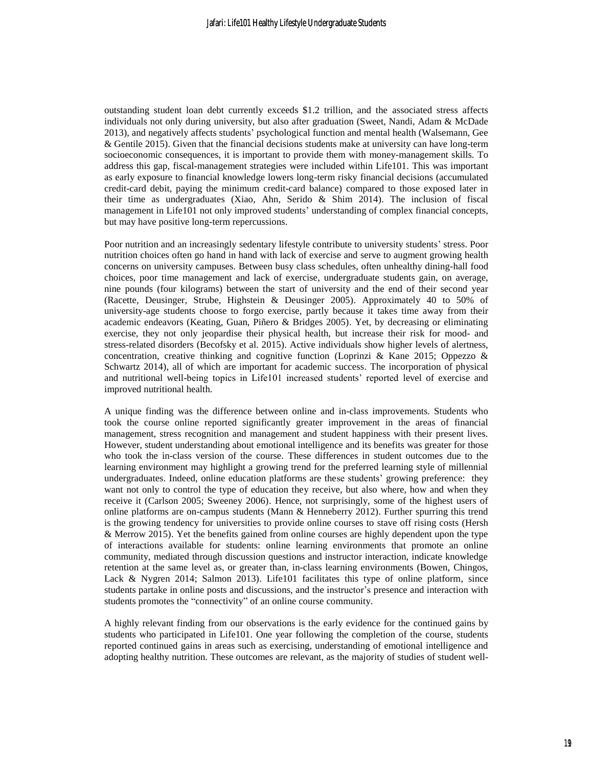outstanding student loan debt currently exceeds $1.2 trillion, and the associated stress affects individuals not only during university, but also after graduation (Sweet, Nandi, Adam & McDade 2013), and negatively affects students' psychological function and mental health (Walsemann, Gee & Gentile 2015). Given that the financial decisions students make at university can have long-term socioeconomic consequences, it is important to provide them with money-management skills. To address this gap, fiscal-management strategies were included within Life101. This was important as early exposure to financial knowledge lowers long-term risky financial decisions (accumulated credit-card debit, paying the minimum credit-card balance) compared to those exposed later in their time as undergraduates (Xiao, Ahn, Serido & Shim 2014). The inclusion of fiscal management in Life101 not only improved students' understanding of complex financial concepts, but may have positive long-term repercussions.

Poor nutrition and an increasingly sedentary lifestyle contribute to university students' stress. Poor nutrition choices often go hand in hand with lack of exercise and serve to augment growing health concerns on university campuses. Between busy class schedules, often unhealthy dining-hall food choices, poor time management and lack of exercise, undergraduate students gain, on average, nine pounds (four kilograms) between the start of university and the end of their second year (Racette, Deusinger, Strube, Highstein & Deusinger 2005). Approximately 40 to 50% of university-age students choose to forgo exercise, partly because it takes time away from their academic endeavors (Keating, Guan, Piñero & Bridges 2005). Yet, by decreasing or eliminating exercise, they not only jeopardise their physical health, but increase their risk for mood- and stress-related disorders (Becofsky et al. 2015). Active individuals show higher levels of alertness, concentration, creative thinking and cognitive function (Loprinzi & Kane 2015; Oppezzo & Schwartz 2014), all of which are important for academic success. The incorporation of physical and nutritional well-being topics in Life101 increased students' reported level of exercise and improved nutritional health.

A unique finding was the difference between online and in-class improvements. Students who took the course online reported significantly greater improvement in the areas of financial management, stress recognition and management and student happiness with their present lives. However, student understanding about emotional intelligence and its benefits was greater for those who took the in-class version of the course. These differences in student outcomes due to the learning environment may highlight a growing trend for the preferred learning style of millennial undergraduates. Indeed, online education platforms are these students' growing preference: they want not only to control the type of education they receive, but also where, how and when they receive it (Carlson 2005; Sweeney 2006). Hence, not surprisingly, some of the highest users of online platforms are on-campus students (Mann & Henneberry 2012). Further spurring this trend is the growing tendency for universities to provide online courses to stave off rising costs (Hersh & Merrow 2015). Yet the benefits gained from online courses are highly dependent upon the type of interactions available for students: online learning environments that promote an online community, mediated through discussion questions and instructor interaction, indicate knowledge retention at the same level as, or greater than, in-class learning environments (Bowen, Chingos, Lack & Nygren 2014; Salmon 2013). Life101 facilitates this type of online platform, since students partake in online posts and discussions, and the instructor's presence and interaction with students promotes the "connectivity" of an online course community.

A highly relevant finding from our observations is the early evidence for the continued gains by students who participated in Life101. One year following the completion of the course, students reported continued gains in areas such as exercising, understanding of emotional intelligence and adopting healthy nutrition. These outcomes are relevant, as the majority of studies of student well-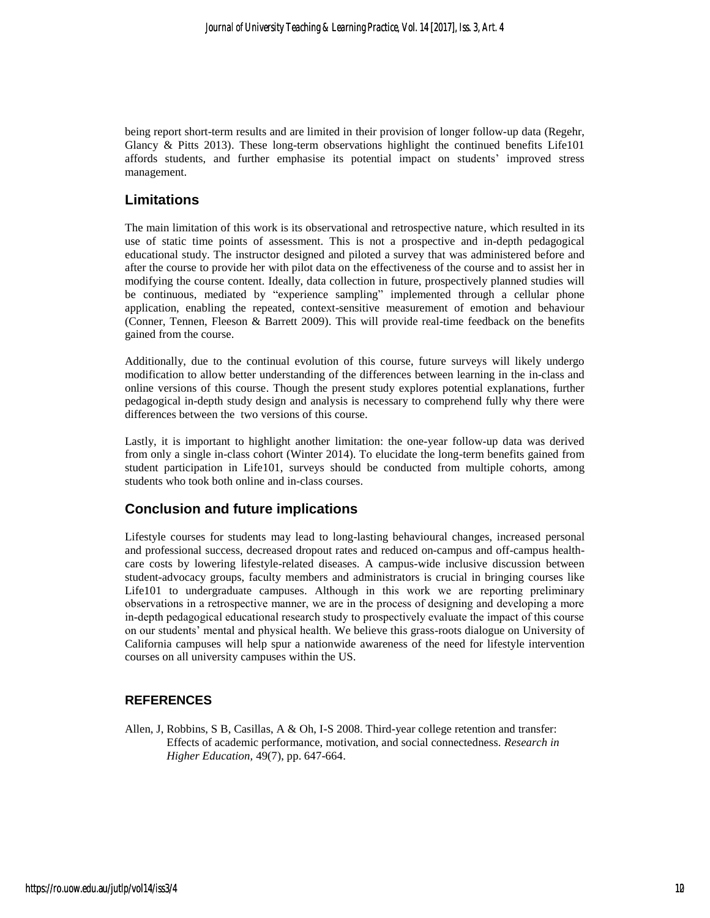being report short-term results and are limited in their provision of longer follow-up data (Regehr, Glancy & Pitts 2013). These long-term observations highlight the continued benefits Life101 affords students, and further emphasise its potential impact on students' improved stress management.

## Limitations

The main limitation of this work is its observational and retrospective nature, which resulted in its use of static time points of assessment. This is not a prospective and in-depth pedagogical educational study. The instructor designed and piloted a survey that was administered before and after the course to provide her with pilot data on the effectiveness of the course and to assist her in modifying the course content. Ideally, data collection in future, prospectively planned studies will be continuous, mediated by "experience sampling" implemented through a cellular phone application, enabling the repeated, context-sensitive measurement of emotion and behaviour (Conner, Tennen, Fleeson & Barrett 2009). This will provide real-time feedback on the benefits gained from the course.

Additionally, due to the continual evolution of this course, future surveys will likely undergo modification to allow better understanding of the differences between learning in the in-class and online versions of this course. Though the present study explores potential explanations, further pedagogical in-depth study design and analysis is necessary to comprehend fully why there were differences between the two versions of this course.

Lastly, it is important to highlight another limitation: the one-year follow-up data was derived from only a single in-class cohort (Winter 2014). To elucidate the long-term benefits gained from student participation in Life101, surveys should be conducted from multiple cohorts, among students who took both online and in-class courses.

## Conclusion and future implications

Lifestyle courses for students may lead to long-lasting behavioural changes, increased personal and professional success, decreased dropout rates and reduced on-campus and off-campus health-care costs by lowering lifestyle-related diseases. A campus-wide inclusive discussion between student-advocacy groups, faculty members and administrators is crucial in bringing courses like Life101 to undergraduate campuses. Although in this work we are reporting preliminary observations in a retrospective manner, we are in the process of designing and developing a more in-depth pedagogical educational research study to prospectively evaluate the impact of this course on our students' mental and physical health. We believe this grass-roots dialogue on University of California campuses will help spur a nationwide awareness of the need for lifestyle intervention courses on all university campuses within the US.

## REFERENCES

Allen, J, Robbins, S B, Casillas, A & Oh, I-S 2008. Third-year college retention and transfer: Effects of academic performance, motivation, and social connectedness. *Research in Higher Education*, 49(7), pp. 647-664.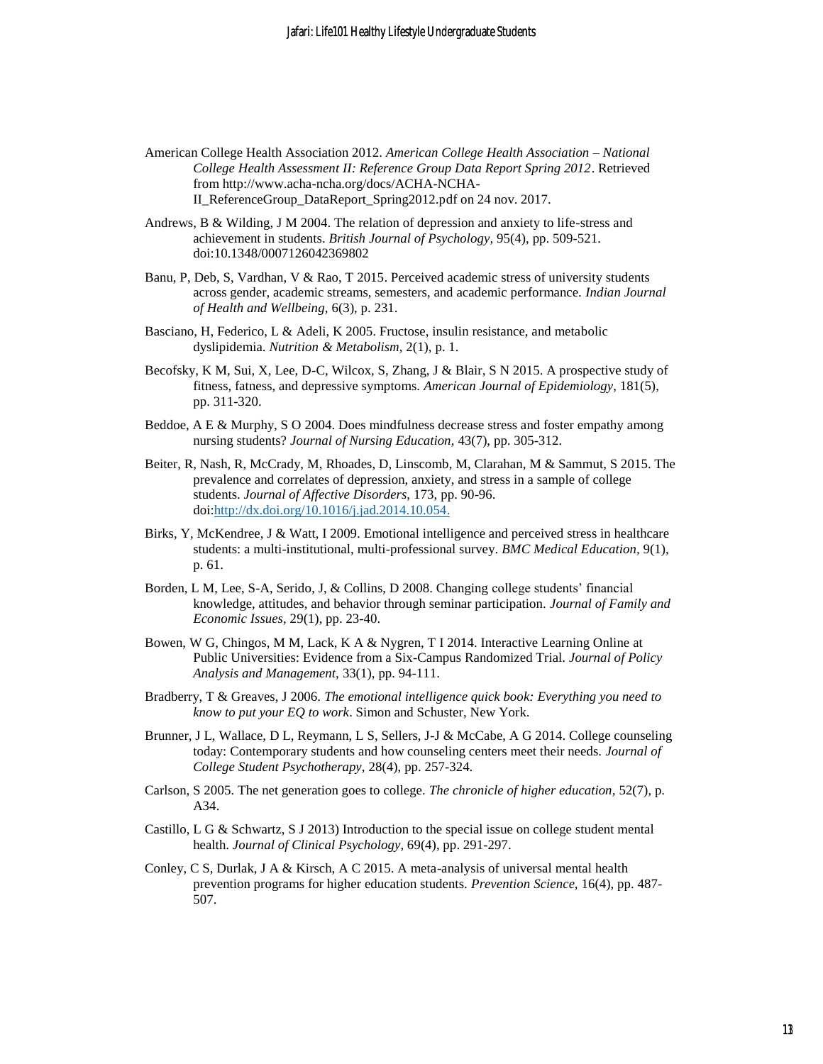American College Health Association 2012. *American College Health Association – National College Health Assessment II: Reference Group Data Report Spring 2012*. Retrieved from http://www.acha-ncha.org/docs/ACHA-NCHA-II_ReferenceGroup_DataReport_Spring2012.pdf on 24 nov. 2017.

Andrews, B & Wilding, J M 2004. The relation of depression and anxiety to life-stress and achievement in students. *British Journal of Psychology,* 95(4), pp. 509-521. doi:10.1348/0007126042369802

Banu, P, Deb, S, Vardhan, V & Rao, T 2015. Perceived academic stress of university students across gender, academic streams, semesters, and academic performance. *Indian Journal of Health and Wellbeing,* 6(3), p. 231.

Basciano, H, Federico, L & Adeli, K 2005. Fructose, insulin resistance, and metabolic dyslipidemia. *Nutrition & Metabolism,* 2(1), p. 1.

Becofsky, K M, Sui, X, Lee, D-C, Wilcox, S, Zhang, J & Blair, S N 2015. A prospective study of fitness, fatness, and depressive symptoms. *American Journal of Epidemiology*, 181(5), pp. 311-320.

Beddoe, A E & Murphy, S O 2004. Does mindfulness decrease stress and foster empathy among nursing students? *Journal of Nursing Education,* 43(7), pp. 305-312.

Beiter, R, Nash, R, McCrady, M, Rhoades, D, Linscomb, M, Clarahan, M & Sammut, S 2015. The prevalence and correlates of depression, anxiety, and stress in a sample of college students. *Journal of Affective Disorders,* 173, pp. 90-96. doi:http://dx.doi.org/10.1016/j.jad.2014.10.054.

Birks, Y, McKendree, J & Watt, I 2009. Emotional intelligence and perceived stress in healthcare students: a multi-institutional, multi-professional survey. *BMC Medical Education,* 9(1), p. 61.

Borden, L M, Lee, S-A, Serido, J, & Collins, D 2008. Changing college students' financial knowledge, attitudes, and behavior through seminar participation. *Journal of Family and Economic Issues,* 29(1), pp. 23-40.

Bowen, W G, Chingos, M M, Lack, K A & Nygren, T I 2014. Interactive Learning Online at Public Universities: Evidence from a Six-Campus Randomized Trial. *Journal of Policy Analysis and Management,* 33(1), pp. 94-111.

Bradberry, T & Greaves, J 2006. *The emotional intelligence quick book: Everything you need to know to put your EQ to work*. Simon and Schuster, New York.

Brunner, J L, Wallace, D L, Reymann, L S, Sellers, J-J & McCabe, A G 2014. College counseling today: Contemporary students and how counseling centers meet their needs. *Journal of College Student Psychotherapy,* 28(4), pp. 257-324.

Carlson, S 2005. The net generation goes to college. *The chronicle of higher education,* 52(7), p. A34.

Castillo, L G & Schwartz, S J 2013) Introduction to the special issue on college student mental health. *Journal of Clinical Psychology,* 69(4), pp. 291-297.

Conley, C S, Durlak, J A & Kirsch, A C 2015. A meta-analysis of universal mental health prevention programs for higher education students. *Prevention Science,* 16(4), pp. 487-507.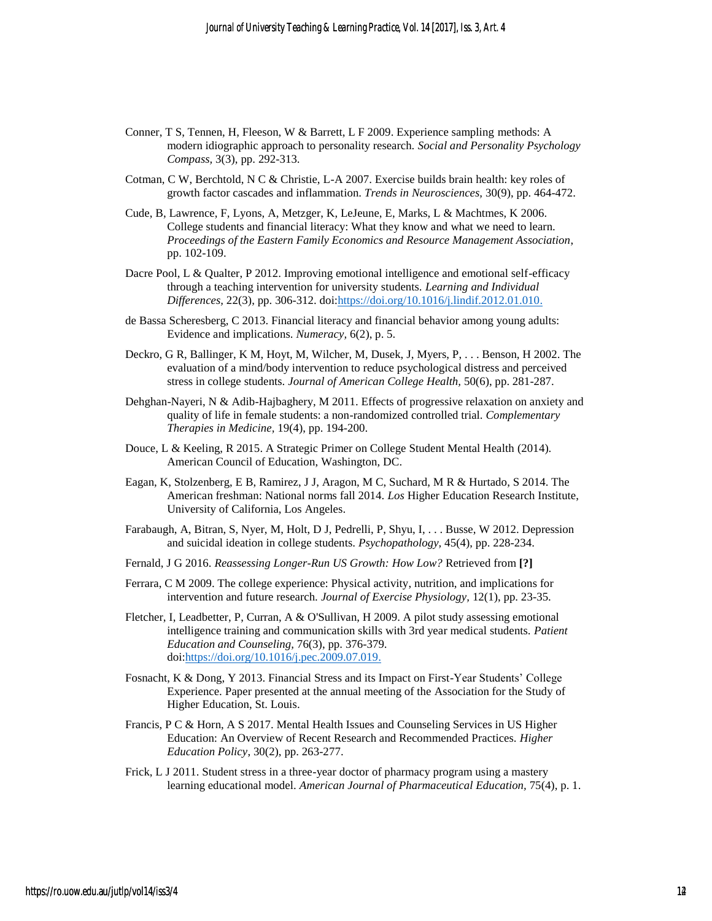Conner, T S, Tennen, H, Fleeson, W & Barrett, L F 2009. Experience sampling methods: A modern idiographic approach to personality research. *Social and Personality Psychology Compass,* 3(3), pp. 292-313.

Cotman, C W, Berchtold, N C & Christie, L-A 2007. Exercise builds brain health: key roles of growth factor cascades and inflammation. *Trends in Neurosciences,* 30(9), pp. 464-472.

Cude, B, Lawrence, F, Lyons, A, Metzger, K, LeJeune, E, Marks, L & Machtmes, K 2006. College students and financial literacy: What they know and what we need to learn. *Proceedings of the Eastern Family Economics and Resource Management Association*, pp. 102-109.

Dacre Pool, L & Qualter, P 2012. Improving emotional intelligence and emotional self-efficacy through a teaching intervention for university students. *Learning and Individual Differences,* 22(3), pp. 306-312. doi:https://doi.org/10.1016/j.lindif.2012.01.010.

de Bassa Scheresberg, C 2013. Financial literacy and financial behavior among young adults: Evidence and implications. *Numeracy,* 6(2), p. 5.

Deckro, G R, Ballinger, K M, Hoyt, M, Wilcher, M, Dusek, J, Myers, P, . . . Benson, H 2002. The evaluation of a mind/body intervention to reduce psychological distress and perceived stress in college students. *Journal of American College Health,* 50(6), pp. 281-287.

Dehghan-Nayeri, N & Adib-Hajbaghery, M 2011. Effects of progressive relaxation on anxiety and quality of life in female students: a non-randomized controlled trial. *Complementary Therapies in Medicine,* 19(4), pp. 194-200.

Douce, L & Keeling, R 2015. A Strategic Primer on College Student Mental Health (2014). American Council of Education, Washington, DC.

Eagan, K, Stolzenberg, E B, Ramirez, J J, Aragon, M C, Suchard, M R & Hurtado, S 2014. The American freshman: National norms fall 2014. *Los* Higher Education Research Institute, University of California, Los Angeles.

Farabaugh, A, Bitran, S, Nyer, M, Holt, D J, Pedrelli, P, Shyu, I, . . . Busse, W 2012. Depression and suicidal ideation in college students. *Psychopathology,* 45(4), pp. 228-234.

Fernald, J G 2016. *Reassessing Longer-Run US Growth: How Low?* Retrieved from **[?]**

Ferrara, C M 2009. The college experience: Physical activity, nutrition, and implications for intervention and future research. *Journal of Exercise Physiology,* 12(1), pp. 23-35.

Fletcher, I, Leadbetter, P, Curran, A & O'Sullivan, H 2009. A pilot study assessing emotional intelligence training and communication skills with 3rd year medical students. *Patient Education and Counseling,* 76(3), pp. 376-379. doi:https://doi.org/10.1016/j.pec.2009.07.019.

Fosnacht, K & Dong, Y 2013. Financial Stress and its Impact on First-Year Students' College Experience. Paper presented at the annual meeting of the Association for the Study of Higher Education, St. Louis.

Francis, P C & Horn, A S 2017. Mental Health Issues and Counseling Services in US Higher Education: An Overview of Recent Research and Recommended Practices. *Higher Education Policy,* 30(2), pp. 263-277.

Frick, L J 2011. Student stress in a three-year doctor of pharmacy program using a mastery learning educational model. *American Journal of Pharmaceutical Education,* 75(4), p. 1.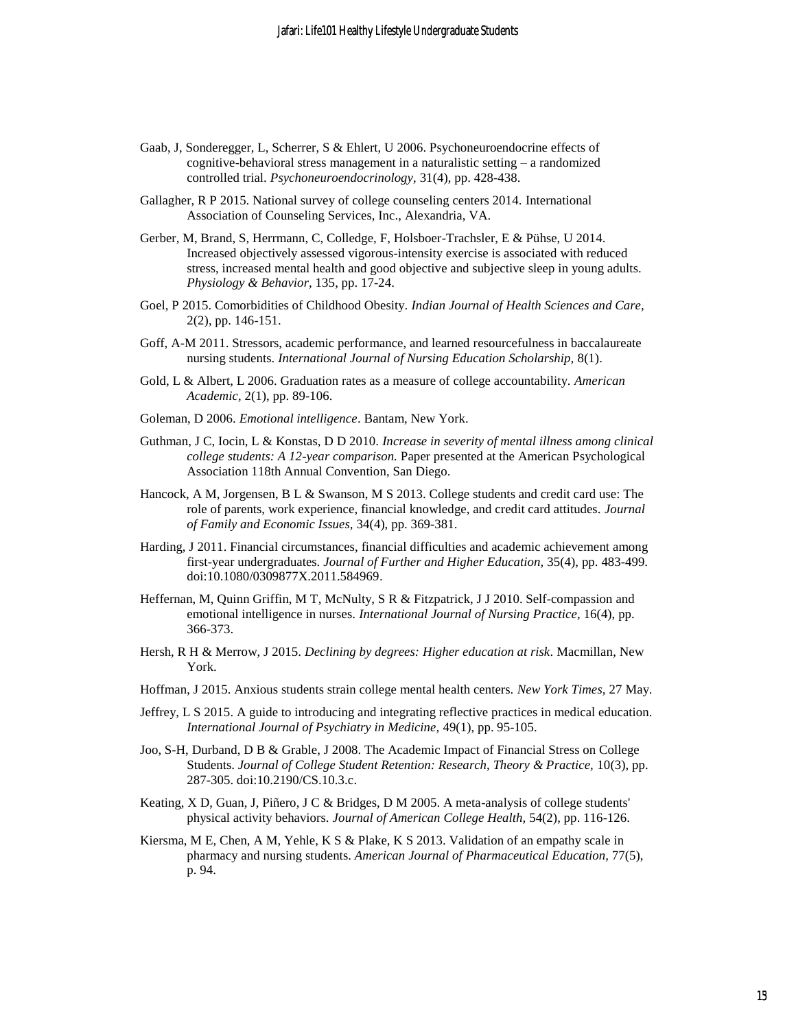Gaab, J, Sonderegger, L, Scherrer, S & Ehlert, U 2006. Psychoneuroendocrine effects of cognitive-behavioral stress management in a naturalistic setting – a randomized controlled trial. *Psychoneuroendocrinology,* 31(4), pp. 428-438.

Gallagher, R P 2015. National survey of college counseling centers 2014. International Association of Counseling Services, Inc., Alexandria, VA.

Gerber, M, Brand, S, Herrmann, C, Colledge, F, Holsboer-Trachsler, E & Pühse, U 2014. Increased objectively assessed vigorous-intensity exercise is associated with reduced stress, increased mental health and good objective and subjective sleep in young adults. *Physiology & Behavior,* 135, pp. 17-24.

Goel, P 2015. Comorbidities of Childhood Obesity. *Indian Journal of Health Sciences and Care,* 2(2), pp. 146-151.

Goff, A-M 2011. Stressors, academic performance, and learned resourcefulness in baccalaureate nursing students. *International Journal of Nursing Education Scholarship,* 8(1).

Gold, L & Albert, L 2006. Graduation rates as a measure of college accountability. *American Academic,* 2(1), pp. 89-106.

Goleman, D 2006. *Emotional intelligence*. Bantam, New York.

Guthman, J C, Iocin, L & Konstas, D D 2010. *Increase in severity of mental illness among clinical college students: A 12-year comparison.* Paper presented at the American Psychological Association 118th Annual Convention, San Diego.

Hancock, A M, Jorgensen, B L & Swanson, M S 2013. College students and credit card use: The role of parents, work experience, financial knowledge, and credit card attitudes. *Journal of Family and Economic Issues,* 34(4), pp. 369-381.

Harding, J 2011. Financial circumstances, financial difficulties and academic achievement among first-year undergraduates. *Journal of Further and Higher Education,* 35(4), pp. 483-499. doi:10.1080/0309877X.2011.584969.

Heffernan, M, Quinn Griffin, M T, McNulty, S R & Fitzpatrick, J J 2010. Self-compassion and emotional intelligence in nurses. *International Journal of Nursing Practice,* 16(4), pp. 366-373.

Hersh, R H & Merrow, J 2015. *Declining by degrees: Higher education at risk*. Macmillan, New York.

Hoffman, J 2015. Anxious students strain college mental health centers. *New York Times,* 27 May.

Jeffrey, L S 2015. A guide to introducing and integrating reflective practices in medical education. *International Journal of Psychiatry in Medicine,* 49(1), pp. 95-105.

Joo, S-H, Durband, D B & Grable, J 2008. The Academic Impact of Financial Stress on College Students. *Journal of College Student Retention: Research, Theory & Practice,* 10(3), pp. 287-305. doi:10.2190/CS.10.3.c.

Keating, X D, Guan, J, Piñero, J C & Bridges, D M 2005. A meta-analysis of college students' physical activity behaviors. *Journal of American College Health,* 54(2), pp. 116-126.

Kiersma, M E, Chen, A M, Yehle, K S & Plake, K S 2013. Validation of an empathy scale in pharmacy and nursing students. *American Journal of Pharmaceutical Education,* 77(5), p. 94.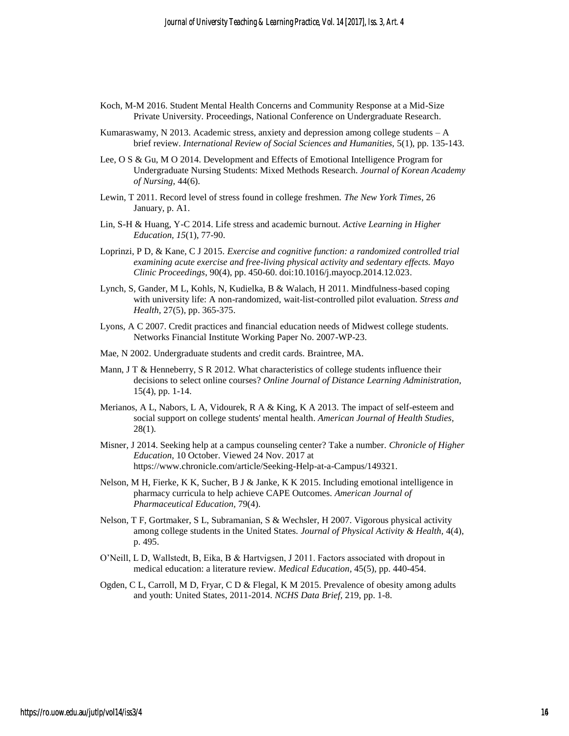Koch, M-M 2016. Student Mental Health Concerns and Community Response at a Mid-Size Private University. Proceedings, National Conference on Undergraduate Research.

Kumaraswamy, N 2013. Academic stress, anxiety and depression among college students – A brief review. *International Review of Social Sciences and Humanities,* 5(1), pp. 135-143.

Lee, O S & Gu, M O 2014. Development and Effects of Emotional Intelligence Program for Undergraduate Nursing Students: Mixed Methods Research. *Journal of Korean Academy of Nursing,* 44(6).

Lewin, T 2011. Record level of stress found in college freshmen. *The New York Times*, 26 January, p. A1.

Lin, S-H & Huang, Y-C 2014. Life stress and academic burnout. *Active Learning in Higher Education, 15*(1), 77-90.

Loprinzi, P D, & Kane, C J 2015. *Exercise and cognitive function: a randomized controlled trial examining acute exercise and free-living physical activity and sedentary effects. Mayo Clinic Proceedings*, 90(4), pp. 450-60. doi:10.1016/j.mayocp.2014.12.023.

Lynch, S, Gander, M L, Kohls, N, Kudielka, B & Walach, H 2011. Mindfulness-based coping with university life: A non-randomized, wait-list-controlled pilot evaluation. *Stress and Health,* 27(5), pp. 365-375.

Lyons, A C 2007. Credit practices and financial education needs of Midwest college students. Networks Financial Institute Working Paper No. 2007-WP-23.

Mae, N 2002. Undergraduate students and credit cards. Braintree, MA.

Mann, J T & Henneberry, S R 2012. What characteristics of college students influence their decisions to select online courses? *Online Journal of Distance Learning Administration,* 15(4), pp. 1-14.

Merianos, A L, Nabors, L A, Vidourek, R A & King, K A 2013. The impact of self-esteem and social support on college students' mental health. *American Journal of Health Studies,* 28(1).

Misner, J 2014. Seeking help at a campus counseling center? Take a number. *Chronicle of Higher Education*, 10 October. Viewed 24 Nov. 2017 at https://www.chronicle.com/article/Seeking-Help-at-a-Campus/149321.

Nelson, M H, Fierke, K K, Sucher, B J & Janke, K K 2015. Including emotional intelligence in pharmacy curricula to help achieve CAPE Outcomes. *American Journal of Pharmaceutical Education*, 79(4).

Nelson, T F, Gortmaker, S L, Subramanian, S & Wechsler, H 2007. Vigorous physical activity among college students in the United States. *Journal of Physical Activity & Health,* 4(4), p. 495.

O'Neill, L D, Wallstedt, B, Eika, B & Hartvigsen, J 2011. Factors associated with dropout in medical education: a literature review. *Medical Education,* 45(5), pp. 440-454.

Ogden, C L, Carroll, M D, Fryar, C D & Flegal, K M 2015. Prevalence of obesity among adults and youth: United States, 2011-2014. *NCHS Data Brief,* 219, pp. 1-8.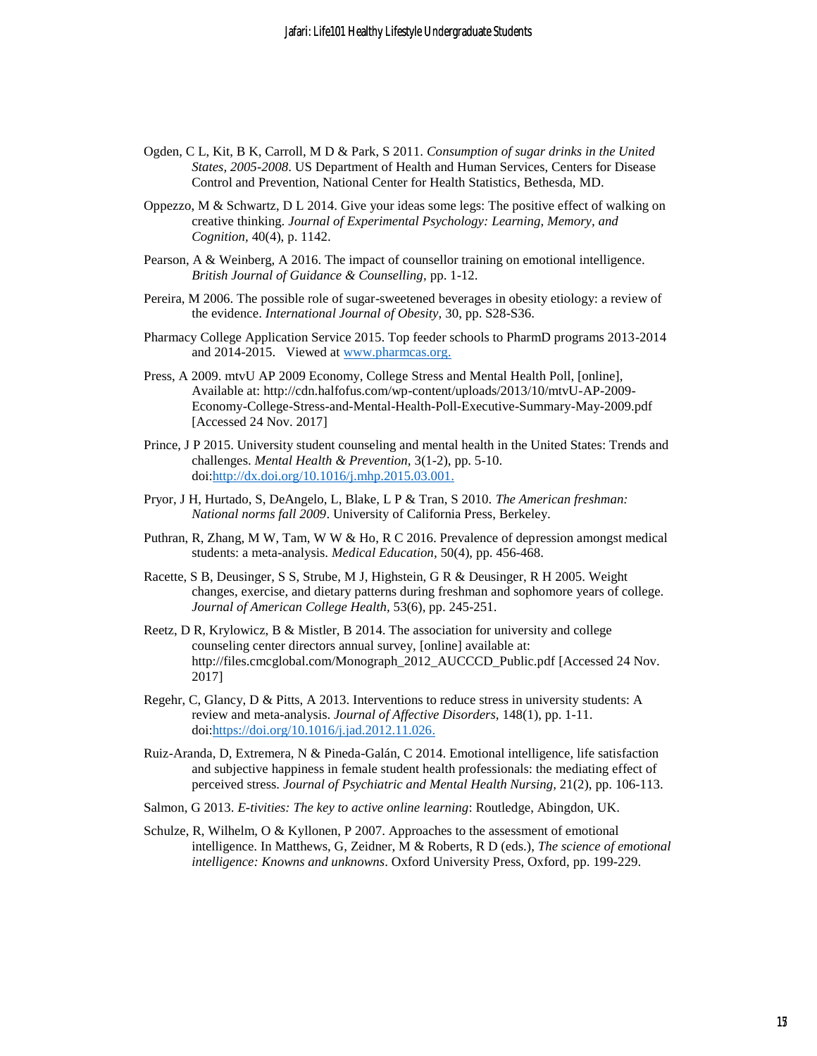Ogden, C L, Kit, B K, Carroll, M D & Park, S 2011. *Consumption of sugar drinks in the United States, 2005-2008*. US Department of Health and Human Services, Centers for Disease Control and Prevention, National Center for Health Statistics, Bethesda, MD.

Oppezzo, M & Schwartz, D L 2014. Give your ideas some legs: The positive effect of walking on creative thinking. *Journal of Experimental Psychology: Learning, Memory, and Cognition,* 40(4), p. 1142.

Pearson, A & Weinberg, A 2016. The impact of counsellor training on emotional intelligence. *British Journal of Guidance & Counselling*, pp. 1-12.

Pereira, M 2006. The possible role of sugar-sweetened beverages in obesity etiology: a review of the evidence. *International Journal of Obesity,* 30, pp. S28-S36.

Pharmacy College Application Service 2015. Top feeder schools to PharmD programs 2013-2014 and 2014-2015. Viewed at www.pharmcas.org.

Press, A 2009. mtvU AP 2009 Economy, College Stress and Mental Health Poll, [online], Available at: http://cdn.halfofus.com/wp-content/uploads/2013/10/mtvU-AP-2009-Economy-College-Stress-and-Mental-Health-Poll-Executive-Summary-May-2009.pdf [Accessed 24 Nov. 2017]

Prince, J P 2015. University student counseling and mental health in the United States: Trends and challenges. *Mental Health & Prevention*, 3(1-2), pp. 5-10. doi:http://dx.doi.org/10.1016/j.mhp.2015.03.001.

Pryor, J H, Hurtado, S, DeAngelo, L, Blake, L P & Tran, S 2010. *The American freshman: National norms fall 2009*. University of California Press, Berkeley.

Puthran, R, Zhang, M W, Tam, W W & Ho, R C 2016. Prevalence of depression amongst medical students: a meta-analysis. *Medical Education,* 50(4), pp. 456-468.

Racette, S B, Deusinger, S S, Strube, M J, Highstein, G R & Deusinger, R H 2005. Weight changes, exercise, and dietary patterns during freshman and sophomore years of college. *Journal of American College Health,* 53(6), pp. 245-251.

Reetz, D R, Krylowicz, B & Mistler, B 2014. The association for university and college counseling center directors annual survey, [online] available at: http://files.cmcglobal.com/Monograph_2012_AUCCCD_Public.pdf [Accessed 24 Nov. 2017]

Regehr, C, Glancy, D & Pitts, A 2013. Interventions to reduce stress in university students: A review and meta-analysis. *Journal of Affective Disorders,* 148(1), pp. 1-11. doi:https://doi.org/10.1016/j.jad.2012.11.026.

Ruiz-Aranda, D, Extremera, N & Pineda-Galán, C 2014. Emotional intelligence, life satisfaction and subjective happiness in female student health professionals: the mediating effect of perceived stress. *Journal of Psychiatric and Mental Health Nursing,* 21(2), pp. 106-113.

Salmon, G 2013. *E-tivities: The key to active online learning*: Routledge, Abingdon, UK.

Schulze, R, Wilhelm, O & Kyllonen, P 2007. Approaches to the assessment of emotional intelligence. In Matthews, G, Zeidner, M & Roberts, R D (eds.), *The science of emotional intelligence: Knowns and unknowns*. Oxford University Press, Oxford, pp. 199-229.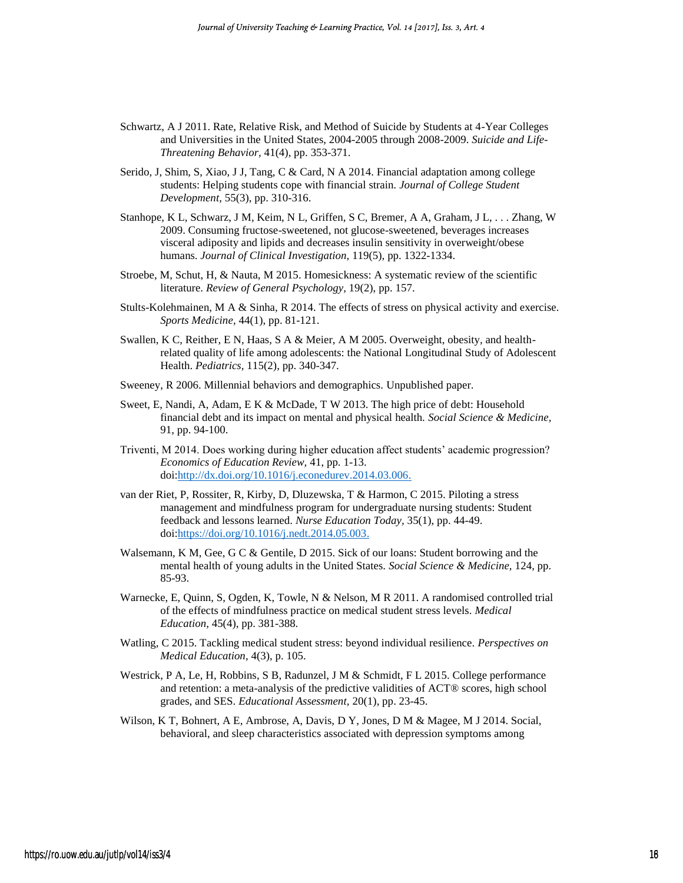Schwartz, A J 2011. Rate, Relative Risk, and Method of Suicide by Students at 4-Year Colleges and Universities in the United States, 2004-2005 through 2008-2009. *Suicide and Life-Threatening Behavior,* 41(4), pp. 353-371.

Serido, J, Shim, S, Xiao, J J, Tang, C & Card, N A 2014. Financial adaptation among college students: Helping students cope with financial strain. *Journal of College Student Development,* 55(3), pp. 310-316.

Stanhope, K L, Schwarz, J M, Keim, N L, Griffen, S C, Bremer, A A, Graham, J L, . . . Zhang, W 2009. Consuming fructose-sweetened, not glucose-sweetened, beverages increases visceral adiposity and lipids and decreases insulin sensitivity in overweight/obese humans. *Journal of Clinical Investigation,* 119(5), pp. 1322-1334.

Stroebe, M, Schut, H, & Nauta, M 2015. Homesickness: A systematic review of the scientific literature. *Review of General Psychology,* 19(2), pp. 157.

Stults-Kolehmainen, M A & Sinha, R 2014. The effects of stress on physical activity and exercise. *Sports Medicine,* 44(1), pp. 81-121.

Swallen, K C, Reither, E N, Haas, S A & Meier, A M 2005. Overweight, obesity, and health-related quality of life among adolescents: the National Longitudinal Study of Adolescent Health. *Pediatrics,* 115(2), pp. 340-347.

Sweeney, R 2006. Millennial behaviors and demographics. Unpublished paper.

Sweet, E, Nandi, A, Adam, E K & McDade, T W 2013. The high price of debt: Household financial debt and its impact on mental and physical health. *Social Science & Medicine,* 91, pp. 94-100.

Triventi, M 2014. Does working during higher education affect students' academic progression? *Economics of Education Review,* 41, pp. 1-13. doi:http://dx.doi.org/10.1016/j.econedurev.2014.03.006.

van der Riet, P, Rossiter, R, Kirby, D, Dluzewska, T & Harmon, C 2015. Piloting a stress management and mindfulness program for undergraduate nursing students: Student feedback and lessons learned. *Nurse Education Today,* 35(1), pp. 44-49. doi:https://doi.org/10.1016/j.nedt.2014.05.003.

Walsemann, K M, Gee, G C & Gentile, D 2015. Sick of our loans: Student borrowing and the mental health of young adults in the United States. *Social Science & Medicine,* 124, pp. 85-93.

Warnecke, E, Quinn, S, Ogden, K, Towle, N & Nelson, M R 2011. A randomised controlled trial of the effects of mindfulness practice on medical student stress levels. *Medical Education,* 45(4), pp. 381-388.

Watling, C 2015. Tackling medical student stress: beyond individual resilience. *Perspectives on Medical Education,* 4(3), p. 105.

Westrick, P A, Le, H, Robbins, S B, Radunzel, J M & Schmidt, F L 2015. College performance and retention: a meta-analysis of the predictive validities of ACT® scores, high school grades, and SES. *Educational Assessment,* 20(1), pp. 23-45.

Wilson, K T, Bohnert, A E, Ambrose, A, Davis, D Y, Jones, D M & Magee, M J 2014. Social, behavioral, and sleep characteristics associated with depression symptoms among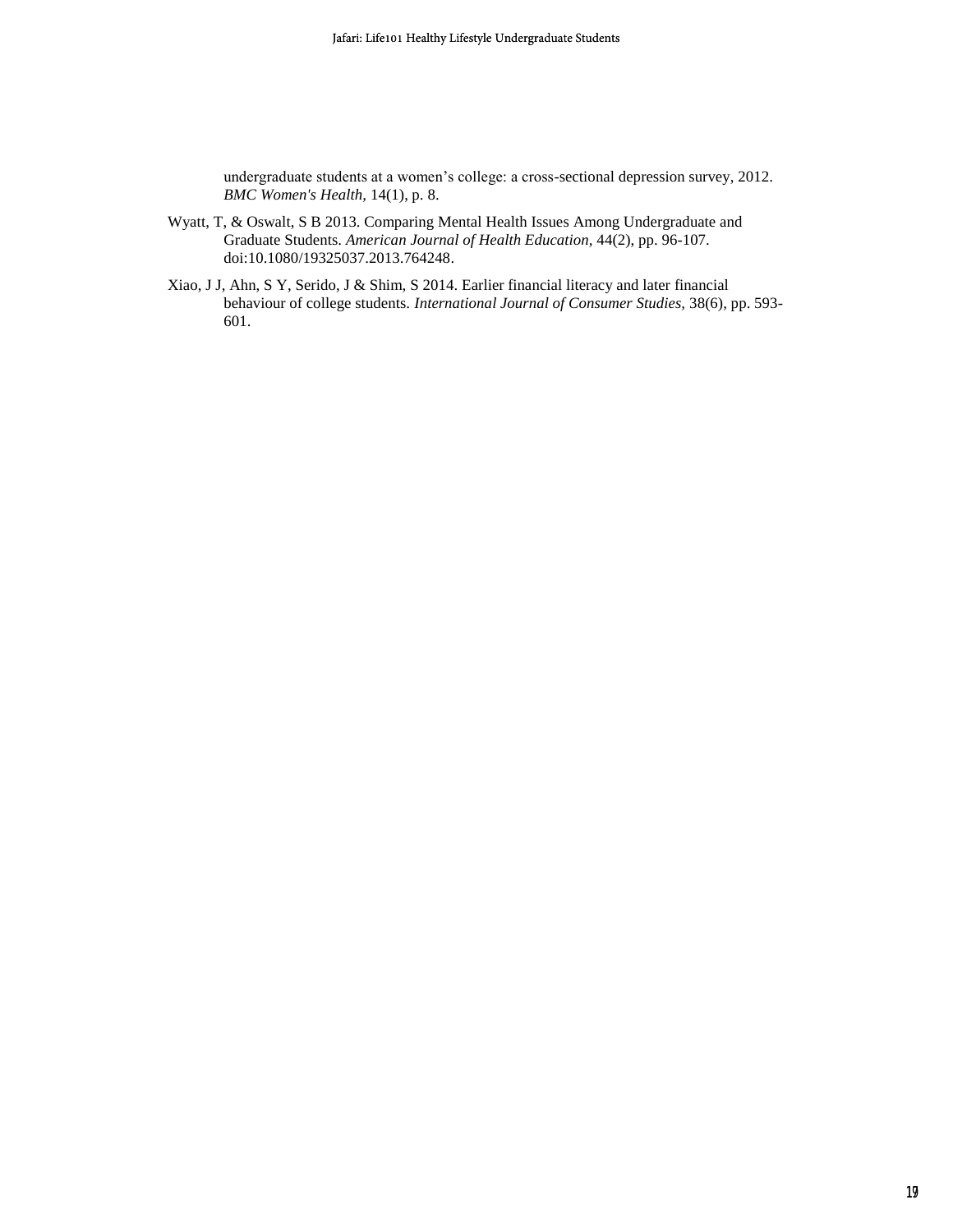undergraduate students at a women's college: a cross-sectional depression survey, 2012. *BMC Women's Health*, 14(1), p. 8.

Wyatt, T, & Oswalt, S B 2013. Comparing Mental Health Issues Among Undergraduate and Graduate Students. *American Journal of Health Education,* 44(2), pp. 96-107. doi:10.1080/19325037.2013.764248.

Xiao, J J, Ahn, S Y, Serido, J & Shim, S 2014. Earlier financial literacy and later financial behaviour of college students. *International Journal of Consumer Studies*, 38(6), pp. 593-601.